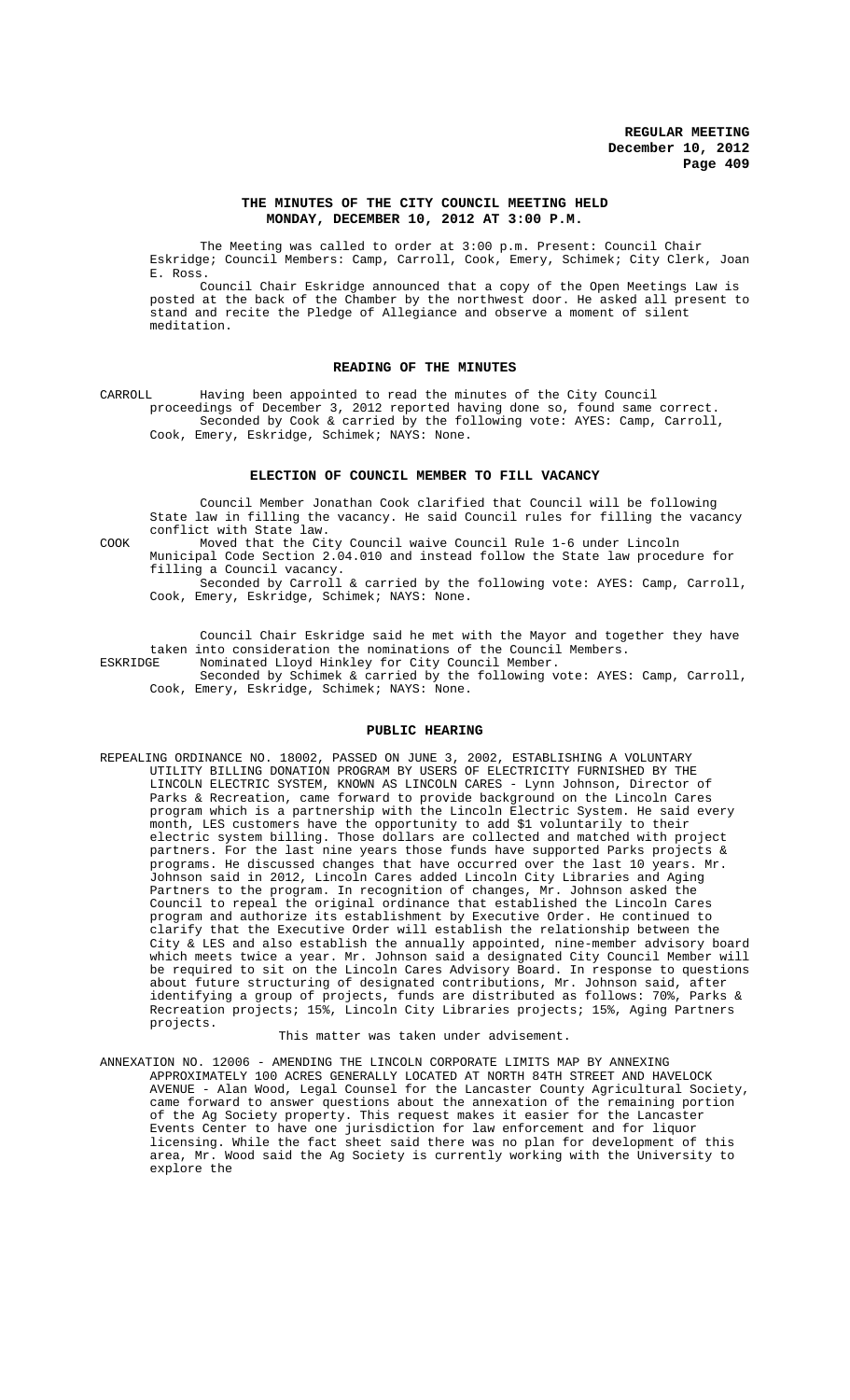# THE MINUTES OF THE CITY COUNCIL MEETING HELD MONDAY, DECEMBER 10, 2012 AT 3:00 P.M.

The Meeting was called to order at 3:00 p.m. Present: Council Chair Eskridge; Council Members: Camp, Carroll, Cook, Emery, Schimek; City Clerk, Joan E. Ross.

Council Chair Eskridge announced that a copy of the Open Meetings Law is posted at the back of the Chamber by the northwest door. He asked all present to stand and recite the Pledge of Allegiance and observe a moment of silent meditation.

## READING OF THE MINUTES

CARROLL Having been appointed to read the minutes of the City Council proceedings of December 3, 2012 reported having done so, found same correct.

Seconded by Cook & carried by the following vote: AYES: Camp, Carroll, Cook, Emery, Eskridge, Schimek; NAYS: None.

## ELECTION OF COUNCIL MEMBER TO FILL VACANCY

Council Member Jonathan Cook clarified that Council will be following State law in filling the vacancy. He said Council rules for filling the vacancy conflict with State law.

COOK Moved that the City Council waive Council Rule 1-6 under Lincoln Municipal Code Section 2.04.010 and instead follow the State law procedure for filling a Council vacancy.

Seconded by Carroll & carried by the following vote: AYES: Camp, Carroll, Cook, Emery, Eskridge, Schimek; NAYS: None.

Council Chair Eskridge said he met with the Mayor and together they have taken into consideration the nominations of the Council Members.

ESKRIDGE Nominated Lloyd Hinkley for City Council Member.

Seconded by Schimek & carried by the following vote: AYES: Camp, Carroll, Cook, Emery, Eskridge, Schimek; NAYS: None.

## PUBLIC HEARING

REPEALING ORDINANCE NO. 18002, PASSED ON JUNE 3, 2002, ESTABLISHING A VOLUNTARY UTILITY BILLING DONATION PROGRAM BY USERS OF ELECTRICITY FURNISHED BY THE LINCOLN ELECTRIC SYSTEM, KNOWN AS LINCOLN CARES - Lynn Johnson, Director of Parks & Recreation, came forward to provide background on the Lincoln Cares program which is a partnership with the Lincoln Electric System. He said every month, LES customers have the opportunity to add $1 voluntarily to their electric system billing. Those dollars are collected and matched with project partners. For the last nine years those funds have supported Parks projects & programs. He discussed changes that have occurred over the last 10 years. Mr. Johnson said in 2012, Lincoln Cares added Lincoln City Libraries and Aging Partners to the program. In recognition of changes, Mr. Johnson asked the Council to repeal the original ordinance that established the Lincoln Cares program and authorize its establishment by Executive Order. He continued to clarify that the Executive Order will establish the relationship between the City & LES and also establish the annually appointed, nine-member advisory board which meets twice a year. Mr. Johnson said a designated City Council Member will be required to sit on the Lincoln Cares Advisory Board. In response to questions about future structuring of designated contributions, Mr. Johnson said, after identifying a group of projects, funds are distributed as follows: 70%, Parks & Recreation projects; 15%, Lincoln City Libraries projects; 15%, Aging Partners projects.

This matter was taken under advisement.

ANNEXATION NO. 12006 - AMENDING THE LINCOLN CORPORATE LIMITS MAP BY ANNEXING APPROXIMATELY 100 ACRES GENERALLY LOCATED AT NORTH 84TH STREET AND HAVELOCK AVENUE - Alan Wood, Legal Counsel for the Lancaster County Agricultural Society, came forward to answer questions about the annexation of the remaining portion of the Ag Society property. This request makes it easier for the Lancaster Events Center to have one jurisdiction for law enforcement and for liquor licensing. While the fact sheet said there was no plan for development of this area, Mr. Wood said the Ag Society is currently working with the University to explore the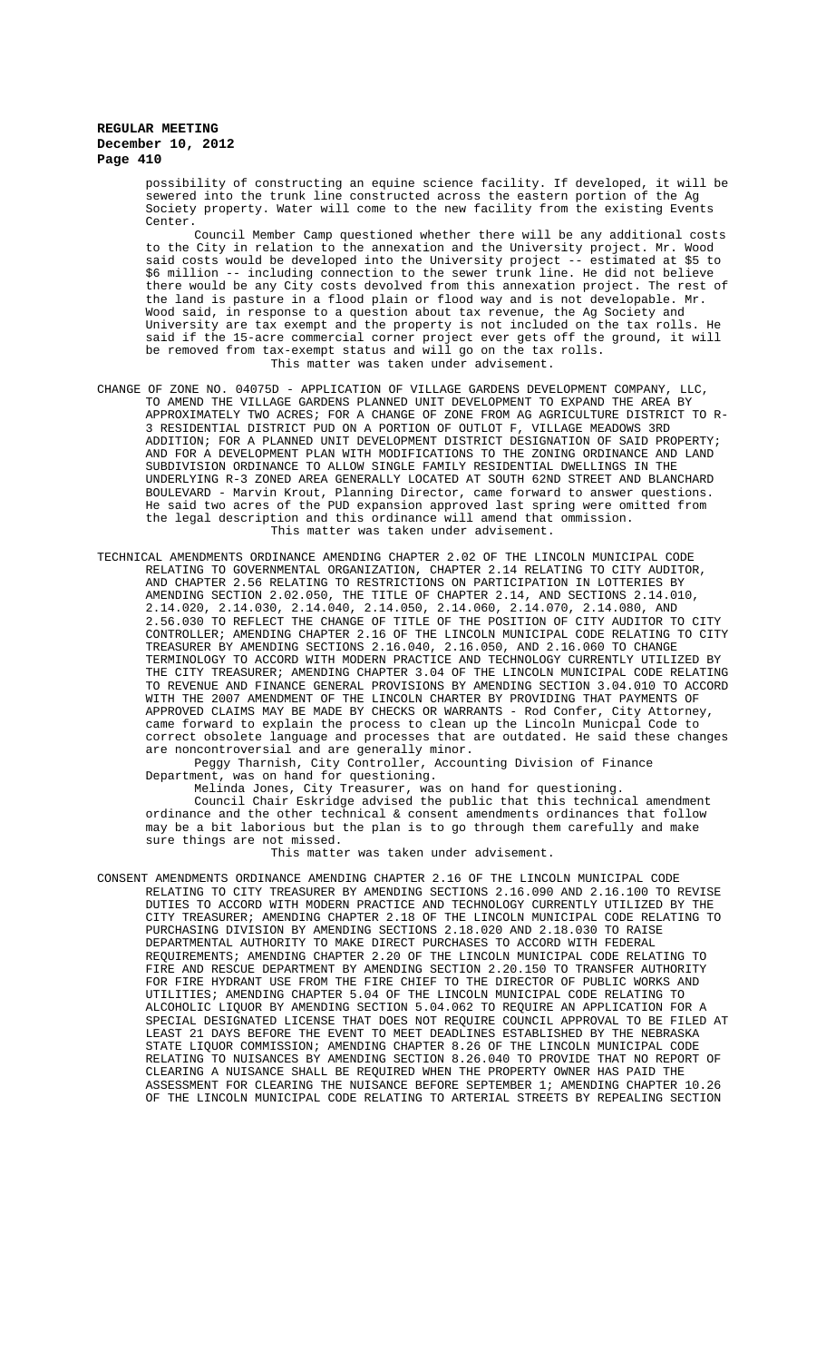possibility of constructing an equine science facility. If developed, it will be sewered into the trunk line constructed across the eastern portion of the Ag Society property. Water will come to the new facility from the existing Events Center.

Council Member Camp questioned whether there will be any additional costs to the City in relation to the annexation and the University project. Mr. Wood said costs would be developed into the University project -- estimated at $5 to $6 million -- including connection to the sewer trunk line. He did not believe there would be any City costs devolved from this annexation project. The rest of the land is pasture in a flood plain or flood way and is not developable. Mr. Wood said, in response to a question about tax revenue, the Ag Society and University are tax exempt and the property is not included on the tax rolls. He said if the 15-acre commercial corner project ever gets off the ground, it will be removed from tax-exempt status and will go on the tax rolls.

This matter was taken under advisement.

CHANGE OF ZONE NO. 04075D - APPLICATION OF VILLAGE GARDENS DEVELOPMENT COMPANY, LLC, TO AMEND THE VILLAGE GARDENS PLANNED UNIT DEVELOPMENT TO EXPAND THE AREA BY APPROXIMATELY TWO ACRES; FOR A CHANGE OF ZONE FROM AG AGRICULTURE DISTRICT TO R-3 RESIDENTIAL DISTRICT PUD ON A PORTION OF OUTLOT F, VILLAGE MEADOWS 3RD ADDITION; FOR A PLANNED UNIT DEVELOPMENT DISTRICT DESIGNATION OF SAID PROPERTY; AND FOR A DEVELOPMENT PLAN WITH MODIFICATIONS TO THE ZONING ORDINANCE AND LAND SUBDIVISION ORDINANCE TO ALLOW SINGLE FAMILY RESIDENTIAL DWELLINGS IN THE UNDERLYING R-3 ZONED AREA GENERALLY LOCATED AT SOUTH 62ND STREET AND BLANCHARD BOULEVARD - Marvin Krout, Planning Director, came forward to answer questions. He said two acres of the PUD expansion approved last spring were omitted from the legal description and this ordinance will amend that ommission.

This matter was taken under advisement.

TECHNICAL AMENDMENTS ORDINANCE AMENDING CHAPTER 2.02 OF THE LINCOLN MUNICIPAL CODE RELATING TO GOVERNMENTAL ORGANIZATION, CHAPTER 2.14 RELATING TO CITY AUDITOR, AND CHAPTER 2.56 RELATING TO RESTRICTIONS ON PARTICIPATION IN LOTTERIES BY AMENDING SECTION 2.02.050, THE TITLE OF CHAPTER 2.14, AND SECTIONS 2.14.010, 2.14.020, 2.14.030, 2.14.040, 2.14.050, 2.14.060, 2.14.070, 2.14.080, AND 2.56.030 TO REFLECT THE CHANGE OF TITLE OF THE POSITION OF CITY AUDITOR TO CITY CONTROLLER; AMENDING CHAPTER 2.16 OF THE LINCOLN MUNICIPAL CODE RELATING TO CITY TREASURER BY AMENDING SECTIONS 2.16.040, 2.16.050, AND 2.16.060 TO CHANGE TERMINOLOGY TO ACCORD WITH MODERN PRACTICE AND TECHNOLOGY CURRENTLY UTILIZED BY THE CITY TREASURER; AMENDING CHAPTER 3.04 OF THE LINCOLN MUNICIPAL CODE RELATING TO REVENUE AND FINANCE GENERAL PROVISIONS BY AMENDING SECTION 3.04.010 TO ACCORD WITH THE 2007 AMENDMENT OF THE LINCOLN CHARTER BY PROVIDING THAT PAYMENTS OF APPROVED CLAIMS MAY BE MADE BY CHECKS OR WARRANTS - Rod Confer, City Attorney, came forward to explain the process to clean up the Lincoln Municpal Code to correct obsolete language and processes that are outdated. He said these changes are noncontroversial and are generally minor.

Peggy Tharnish, City Controller, Accounting Division of Finance Department, was on hand for questioning.

Melinda Jones, City Treasurer, was on hand for questioning.

Council Chair Eskridge advised the public that this technical amendment ordinance and the other technical & consent amendments ordinances that follow may be a bit laborious but the plan is to go through them carefully and make sure things are not missed.

This matter was taken under advisement.

CONSENT AMENDMENTS ORDINANCE AMENDING CHAPTER 2.16 OF THE LINCOLN MUNICIPAL CODE RELATING TO CITY TREASURER BY AMENDING SECTIONS 2.16.090 AND 2.16.100 TO REVISE DUTIES TO ACCORD WITH MODERN PRACTICE AND TECHNOLOGY CURRENTLY UTILIZED BY THE CITY TREASURER; AMENDING CHAPTER 2.18 OF THE LINCOLN MUNICIPAL CODE RELATING TO PURCHASING DIVISION BY AMENDING SECTIONS 2.18.020 AND 2.18.030 TO RAISE DEPARTMENTAL AUTHORITY TO MAKE DIRECT PURCHASES TO ACCORD WITH FEDERAL REQUIREMENTS; AMENDING CHAPTER 2.20 OF THE LINCOLN MUNICIPAL CODE RELATING TO FIRE AND RESCUE DEPARTMENT BY AMENDING SECTION 2.20.150 TO TRANSFER AUTHORITY FOR FIRE HYDRANT USE FROM THE FIRE CHIEF TO THE DIRECTOR OF PUBLIC WORKS AND UTILITIES; AMENDING CHAPTER 5.04 OF THE LINCOLN MUNICIPAL CODE RELATING TO ALCOHOLIC LIQUOR BY AMENDING SECTION 5.04.062 TO REQUIRE AN APPLICATION FOR A SPECIAL DESIGNATED LICENSE THAT DOES NOT REQUIRE COUNCIL APPROVAL TO BE FILED AT LEAST 21 DAYS BEFORE THE EVENT TO MEET DEADLINES ESTABLISHED BY THE NEBRASKA STATE LIQUOR COMMISSION; AMENDING CHAPTER 8.26 OF THE LINCOLN MUNICIPAL CODE RELATING TO NUISANCES BY AMENDING SECTION 8.26.040 TO PROVIDE THAT NO REPORT OF CLEARING A NUISANCE SHALL BE REQUIRED WHEN THE PROPERTY OWNER HAS PAID THE ASSESSMENT FOR CLEARING THE NUISANCE BEFORE SEPTEMBER 1; AMENDING CHAPTER 10.26 OF THE LINCOLN MUNICIPAL CODE RELATING TO ARTERIAL STREETS BY REPEALING SECTION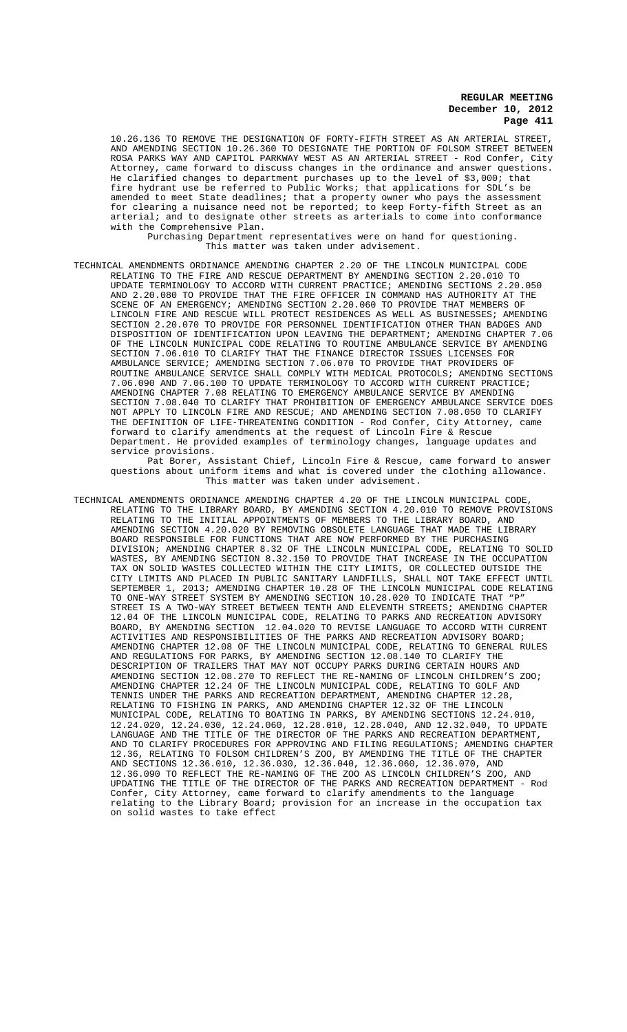10.26.136 TO REMOVE THE DESIGNATION OF FORTY-FIFTH STREET AS AN ARTERIAL STREET, AND AMENDING SECTION 10.26.360 TO DESIGNATE THE PORTION OF FOLSOM STREET BETWEEN ROSA PARKS WAY AND CAPITOL PARKWAY WEST AS AN ARTERIAL STREET - Rod Confer, City Attorney, came forward to discuss changes in the ordinance and answer questions. He clarified changes to department purchases up to the level of $3,000; that fire hydrant use be referred to Public Works; that applications for SDL's be amended to meet State deadlines; that a property owner who pays the assessment for clearing a nuisance need not be reported; to keep Forty-fifth Street as an arterial; and to designate other streets as arterials to come into conformance with the Comprehensive Plan.

Purchasing Department representatives were on hand for questioning.
This matter was taken under advisement.

TECHNICAL AMENDMENTS ORDINANCE AMENDING CHAPTER 2.20 OF THE LINCOLN MUNICIPAL CODE RELATING TO THE FIRE AND RESCUE DEPARTMENT BY AMENDING SECTION 2.20.010 TO UPDATE TERMINOLOGY TO ACCORD WITH CURRENT PRACTICE; AMENDING SECTIONS 2.20.050 AND 2.20.080 TO PROVIDE THAT THE FIRE OFFICER IN COMMAND HAS AUTHORITY AT THE SCENE OF AN EMERGENCY; AMENDING SECTION 2.20.060 TO PROVIDE THAT MEMBERS OF LINCOLN FIRE AND RESCUE WILL PROTECT RESIDENCES AS WELL AS BUSINESSES; AMENDING SECTION 2.20.070 TO PROVIDE FOR PERSONNEL IDENTIFICATION OTHER THAN BADGES AND DISPOSITION OF IDENTIFICATION UPON LEAVING THE DEPARTMENT; AMENDING CHAPTER 7.06 OF THE LINCOLN MUNICIPAL CODE RELATING TO ROUTINE AMBULANCE SERVICE BY AMENDING SECTION 7.06.010 TO CLARIFY THAT THE FINANCE DIRECTOR ISSUES LICENSES FOR AMBULANCE SERVICE; AMENDING SECTION 7.06.070 TO PROVIDE THAT PROVIDERS OF ROUTINE AMBULANCE SERVICE SHALL COMPLY WITH MEDICAL PROTOCOLS; AMENDING SECTIONS 7.06.090 AND 7.06.100 TO UPDATE TERMINOLOGY TO ACCORD WITH CURRENT PRACTICE; AMENDING CHAPTER 7.08 RELATING TO EMERGENCY AMBULANCE SERVICE BY AMENDING SECTION 7.08.040 TO CLARIFY THAT PROHIBITION OF EMERGENCY AMBULANCE SERVICE DOES NOT APPLY TO LINCOLN FIRE AND RESCUE; AND AMENDING SECTION 7.08.050 TO CLARIFY THE DEFINITION OF LIFE-THREATENING CONDITION - Rod Confer, City Attorney, came forward to clarify amendments at the request of Lincoln Fire & Rescue Department. He provided examples of terminology changes, language updates and service provisions.

Pat Borer, Assistant Chief, Lincoln Fire & Rescue, came forward to answer questions about uniform items and what is covered under the clothing allowance.
This matter was taken under advisement.

TECHNICAL AMENDMENTS ORDINANCE AMENDING CHAPTER 4.20 OF THE LINCOLN MUNICIPAL CODE, RELATING TO THE LIBRARY BOARD, BY AMENDING SECTION 4.20.010 TO REMOVE PROVISIONS RELATING TO THE INITIAL APPOINTMENTS OF MEMBERS TO THE LIBRARY BOARD, AND AMENDING SECTION 4.20.020 BY REMOVING OBSOLETE LANGUAGE THAT MADE THE LIBRARY BOARD RESPONSIBLE FOR FUNCTIONS THAT ARE NOW PERFORMED BY THE PURCHASING DIVISION; AMENDING CHAPTER 8.32 OF THE LINCOLN MUNICIPAL CODE, RELATING TO SOLID WASTES, BY AMENDING SECTION 8.32.150 TO PROVIDE THAT INCREASE IN THE OCCUPATION TAX ON SOLID WASTES COLLECTED WITHIN THE CITY LIMITS, OR COLLECTED OUTSIDE THE CITY LIMITS AND PLACED IN PUBLIC SANITARY LANDFILLS, SHALL NOT TAKE EFFECT UNTIL SEPTEMBER 1, 2013; AMENDING CHAPTER 10.28 OF THE LINCOLN MUNICIPAL CODE RELATING TO ONE-WAY STREET SYSTEM BY AMENDING SECTION 10.28.020 TO INDICATE THAT "P" STREET IS A TWO-WAY STREET BETWEEN TENTH AND ELEVENTH STREETS; AMENDING CHAPTER 12.04 OF THE LINCOLN MUNICIPAL CODE, RELATING TO PARKS AND RECREATION ADVISORY BOARD, BY AMENDING SECTION 12.04.020 TO REVISE LANGUAGE TO ACCORD WITH CURRENT ACTIVITIES AND RESPONSIBILITIES OF THE PARKS AND RECREATION ADVISORY BOARD; AMENDING CHAPTER 12.08 OF THE LINCOLN MUNICIPAL CODE, RELATING TO GENERAL RULES AND REGULATIONS FOR PARKS, BY AMENDING SECTION 12.08.140 TO CLARIFY THE DESCRIPTION OF TRAILERS THAT MAY NOT OCCUPY PARKS DURING CERTAIN HOURS AND AMENDING SECTION 12.08.270 TO REFLECT THE RE-NAMING OF LINCOLN CHILDREN'S ZOO; AMENDING CHAPTER 12.24 OF THE LINCOLN MUNICIPAL CODE, RELATING TO GOLF AND TENNIS UNDER THE PARKS AND RECREATION DEPARTMENT, AMENDING CHAPTER 12.28, RELATING TO FISHING IN PARKS, AND AMENDING CHAPTER 12.32 OF THE LINCOLN MUNICIPAL CODE, RELATING TO BOATING IN PARKS, BY AMENDING SECTIONS 12.24.010, 12.24.020, 12.24.030, 12.24.060, 12.28.010, 12.28.040, AND 12.32.040, TO UPDATE LANGUAGE AND THE TITLE OF THE DIRECTOR OF THE PARKS AND RECREATION DEPARTMENT, AND TO CLARIFY PROCEDURES FOR APPROVING AND FILING REGULATIONS; AMENDING CHAPTER 12.36, RELATING TO FOLSOM CHILDREN'S ZOO, BY AMENDING THE TITLE OF THE CHAPTER AND SECTIONS 12.36.010, 12.36.030, 12.36.040, 12.36.060, 12.36.070, AND 12.36.090 TO REFLECT THE RE-NAMING OF THE ZOO AS LINCOLN CHILDREN'S ZOO, AND UPDATING THE TITLE OF THE DIRECTOR OF THE PARKS AND RECREATION DEPARTMENT - Rod Confer, City Attorney, came forward to clarify amendments to the language relating to the Library Board; provision for an increase in the occupation tax on solid wastes to take effect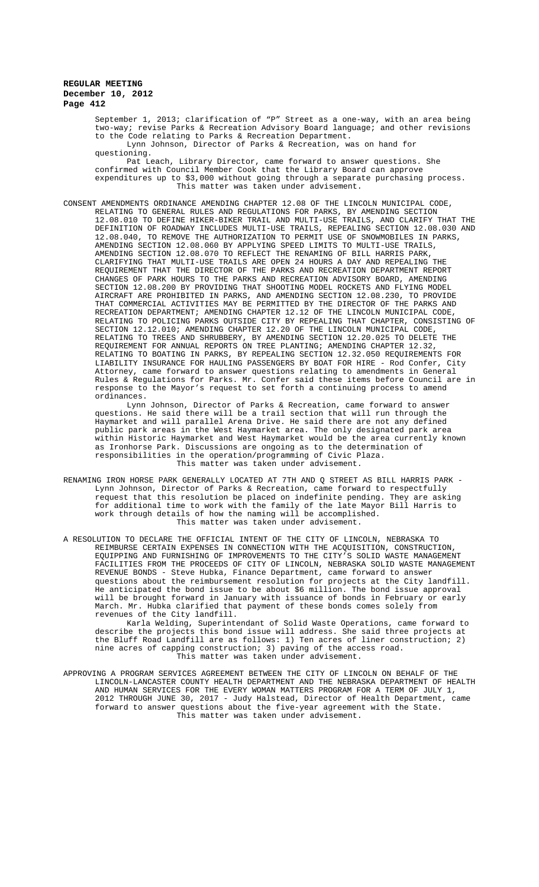September 1, 2013; clarification of "P" Street as a one-way, with an area being two-way; revise Parks & Recreation Advisory Board language; and other revisions to the Code relating to Parks & Recreation Department.

Lynn Johnson, Director of Parks & Recreation, was on hand for questioning.

Pat Leach, Library Director, came forward to answer questions. She confirmed with Council Member Cook that the Library Board can approve expenditures up to $3,000 without going through a separate purchasing process.

This matter was taken under advisement.

CONSENT AMENDMENTS ORDINANCE AMENDING CHAPTER 12.08 OF THE LINCOLN MUNICIPAL CODE, RELATING TO GENERAL RULES AND REGULATIONS FOR PARKS, BY AMENDING SECTION 12.08.010 TO DEFINE HIKER-BIKER TRAIL AND MULTI-USE TRAILS, AND CLARIFY THAT THE DEFINITION OF ROADWAY INCLUDES MULTI-USE TRAILS, REPEALING SECTION 12.08.030 AND 12.08.040, TO REMOVE THE AUTHORIZATION TO PERMIT USE OF SNOWMOBILES IN PARKS, AMENDING SECTION 12.08.060 BY APPLYING SPEED LIMITS TO MULTI-USE TRAILS, AMENDING SECTION 12.08.070 TO REFLECT THE RENAMING OF BILL HARRIS PARK, CLARIFYING THAT MULTI-USE TRAILS ARE OPEN 24 HOURS A DAY AND REPEALING THE REQUIREMENT THAT THE DIRECTOR OF THE PARKS AND RECREATION DEPARTMENT REPORT CHANGES OF PARK HOURS TO THE PARKS AND RECREATION ADVISORY BOARD, AMENDING SECTION 12.08.200 BY PROVIDING THAT SHOOTING MODEL ROCKETS AND FLYING MODEL AIRCRAFT ARE PROHIBITED IN PARKS, AND AMENDING SECTION 12.08.230, TO PROVIDE THAT COMMERCIAL ACTIVITIES MAY BE PERMITTED BY THE DIRECTOR OF THE PARKS AND RECREATION DEPARTMENT; AMENDING CHAPTER 12.12 OF THE LINCOLN MUNICIPAL CODE, RELATING TO POLICING PARKS OUTSIDE CITY BY REPEALING THAT CHAPTER, CONSISTING OF SECTION 12.12.010; AMENDING CHAPTER 12.20 OF THE LINCOLN MUNICIPAL CODE, RELATING TO TREES AND SHRUBBERY, BY AMENDING SECTION 12.20.025 TO DELETE THE REQUIREMENT FOR ANNUAL REPORTS ON TREE PLANTING; AMENDING CHAPTER 12.32, RELATING TO BOATING IN PARKS, BY REPEALING SECTION 12.32.050 REQUIREMENTS FOR LIABILITY INSURANCE FOR HAULING PASSENGERS BY BOAT FOR HIRE - Rod Confer, City Attorney, came forward to answer questions relating to amendments in General Rules & Regulations for Parks. Mr. Confer said these items before Council are in response to the Mayor's request to set forth a continuing process to amend ordinances.

Lynn Johnson, Director of Parks & Recreation, came forward to answer questions. He said there will be a trail section that will run through the Haymarket and will parallel Arena Drive. He said there are not any defined public park areas in the West Haymarket area. The only designated park area within Historic Haymarket and West Haymarket would be the area currently known as Ironhorse Park. Discussions are ongoing as to the determination of responsibilities in the operation/programming of Civic Plaza.

This matter was taken under advisement.

RENAMING IRON HORSE PARK GENERALLY LOCATED AT 7TH AND Q STREET AS BILL HARRIS PARK - Lynn Johnson, Director of Parks & Recreation, came forward to respectfully request that this resolution be placed on indefinite pending. They are asking for additional time to work with the family of the late Mayor Bill Harris to work through details of how the naming will be accomplished.

This matter was taken under advisement.

A RESOLUTION TO DECLARE THE OFFICIAL INTENT OF THE CITY OF LINCOLN, NEBRASKA TO REIMBURSE CERTAIN EXPENSES IN CONNECTION WITH THE ACQUISITION, CONSTRUCTION, EQUIPPING AND FURNISHING OF IMPROVEMENTS TO THE CITY'S SOLID WASTE MANAGEMENT FACILITIES FROM THE PROCEEDS OF CITY OF LINCOLN, NEBRASKA SOLID WASTE MANAGEMENT REVENUE BONDS - Steve Hubka, Finance Department, came forward to answer questions about the reimbursement resolution for projects at the City landfill. He anticipated the bond issue to be about $6 million. The bond issue approval will be brought forward in January with issuance of bonds in February or early March. Mr. Hubka clarified that payment of these bonds comes solely from revenues of the City landfill.

Karla Welding, Superintendant of Solid Waste Operations, came forward to describe the projects this bond issue will address. She said three projects at the Bluff Road Landfill are as follows: 1) Ten acres of liner construction; 2) nine acres of capping construction; 3) paving of the access road.

This matter was taken under advisement.

APPROVING A PROGRAM SERVICES AGREEMENT BETWEEN THE CITY OF LINCOLN ON BEHALF OF THE LINCOLN-LANCASTER COUNTY HEALTH DEPARTMENT AND THE NEBRASKA DEPARTMENT OF HEALTH AND HUMAN SERVICES FOR THE EVERY WOMAN MATTERS PROGRAM FOR A TERM OF JULY 1, 2012 THROUGH JUNE 30, 2017 - Judy Halstead, Director of Health Department, came forward to answer questions about the five-year agreement with the State.

This matter was taken under advisement.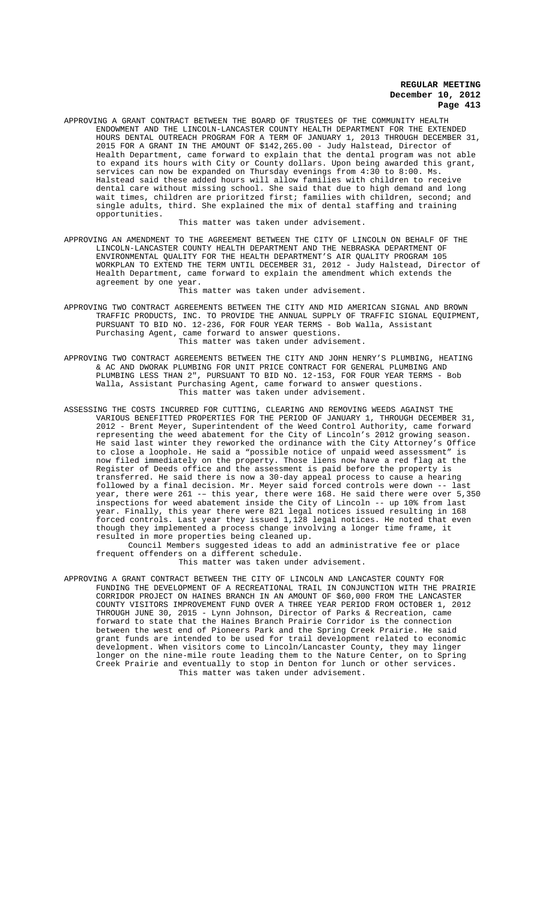APPROVING A GRANT CONTRACT BETWEEN THE BOARD OF TRUSTEES OF THE COMMUNITY HEALTH ENDOWMENT AND THE LINCOLN-LANCASTER COUNTY HEALTH DEPARTMENT FOR THE EXTENDED HOURS DENTAL OUTREACH PROGRAM FOR A TERM OF JANUARY 1, 2013 THROUGH DECEMBER 31, 2015 FOR A GRANT IN THE AMOUNT OF $142,265.00 - Judy Halstead, Director of Health Department, came forward to explain that the dental program was not able to expand its hours with City or County dollars. Upon being awarded this grant, services can now be expanded on Thursday evenings from 4:30 to 8:00. Ms. Halstead said these added hours will allow families with children to receive dental care without missing school. She said that due to high demand and long wait times, children are prioritzed first; families with children, second; and single adults, third. She explained the mix of dental staffing and training opportunities.

This matter was taken under advisement.

APPROVING AN AMENDMENT TO THE AGREEMENT BETWEEN THE CITY OF LINCOLN ON BEHALF OF THE LINCOLN-LANCASTER COUNTY HEALTH DEPARTMENT AND THE NEBRASKA DEPARTMENT OF ENVIRONMENTAL QUALITY FOR THE HEALTH DEPARTMENT'S AIR QUALITY PROGRAM 105 WORKPLAN TO EXTEND THE TERM UNTIL DECEMBER 31, 2012 - Judy Halstead, Director of Health Department, came forward to explain the amendment which extends the agreement by one year.

This matter was taken under advisement.

APPROVING TWO CONTRACT AGREEMENTS BETWEEN THE CITY AND MID AMERICAN SIGNAL AND BROWN TRAFFIC PRODUCTS, INC. TO PROVIDE THE ANNUAL SUPPLY OF TRAFFIC SIGNAL EQUIPMENT, PURSUANT TO BID NO. 12-236, FOR FOUR YEAR TERMS - Bob Walla, Assistant Purchasing Agent, came forward to answer questions.

This matter was taken under advisement.

APPROVING TWO CONTRACT AGREEMENTS BETWEEN THE CITY AND JOHN HENRY'S PLUMBING, HEATING & AC AND DWORAK PLUMBING FOR UNIT PRICE CONTRACT FOR GENERAL PLUMBING AND PLUMBING LESS THAN 2", PURSUANT TO BID NO. 12-153, FOR FOUR YEAR TERMS - Bob Walla, Assistant Purchasing Agent, came forward to answer questions.

This matter was taken under advisement.

ASSESSING THE COSTS INCURRED FOR CUTTING, CLEARING AND REMOVING WEEDS AGAINST THE VARIOUS BENEFITTED PROPERTIES FOR THE PERIOD OF JANUARY 1, THROUGH DECEMBER 31, 2012 - Brent Meyer, Superintendent of the Weed Control Authority, came forward representing the weed abatement for the City of Lincoln's 2012 growing season. He said last winter they reworked the ordinance with the City Attorney's Office to close a loophole. He said a "possible notice of unpaid weed assessment" is now filed immediately on the property. Those liens now have a red flag at the Register of Deeds office and the assessment is paid before the property is transferred. He said there is now a 30-day appeal process to cause a hearing followed by a final decision. Mr. Meyer said forced controls were down -- last year, there were 261 –– this year, there were 168. He said there were over 5,350 inspections for weed abatement inside the City of Lincoln -- up 10% from last year. Finally, this year there were 821 legal notices issued resulting in 168 forced controls. Last year they issued 1,128 legal notices. He noted that even though they implemented a process change involving a longer time frame, it resulted in more properties being cleaned up.

Council Members suggested ideas to add an administrative fee or place frequent offenders on a different schedule.

This matter was taken under advisement.

APPROVING A GRANT CONTRACT BETWEEN THE CITY OF LINCOLN AND LANCASTER COUNTY FOR FUNDING THE DEVELOPMENT OF A RECREATIONAL TRAIL IN CONJUNCTION WITH THE PRAIRIE CORRIDOR PROJECT ON HAINES BRANCH IN AN AMOUNT OF $60,000 FROM THE LANCASTER COUNTY VISITORS IMPROVEMENT FUND OVER A THREE YEAR PERIOD FROM OCTOBER 1, 2012 THROUGH JUNE 30, 2015 - Lynn Johnson, Director of Parks & Recreation, came forward to state that the Haines Branch Prairie Corridor is the connection between the west end of Pioneers Park and the Spring Creek Prairie. He said grant funds are intended to be used for trail development related to economic development. When visitors come to Lincoln/Lancaster County, they may linger longer on the nine-mile route leading them to the Nature Center, on to Spring Creek Prairie and eventually to stop in Denton for lunch or other services.

This matter was taken under advisement.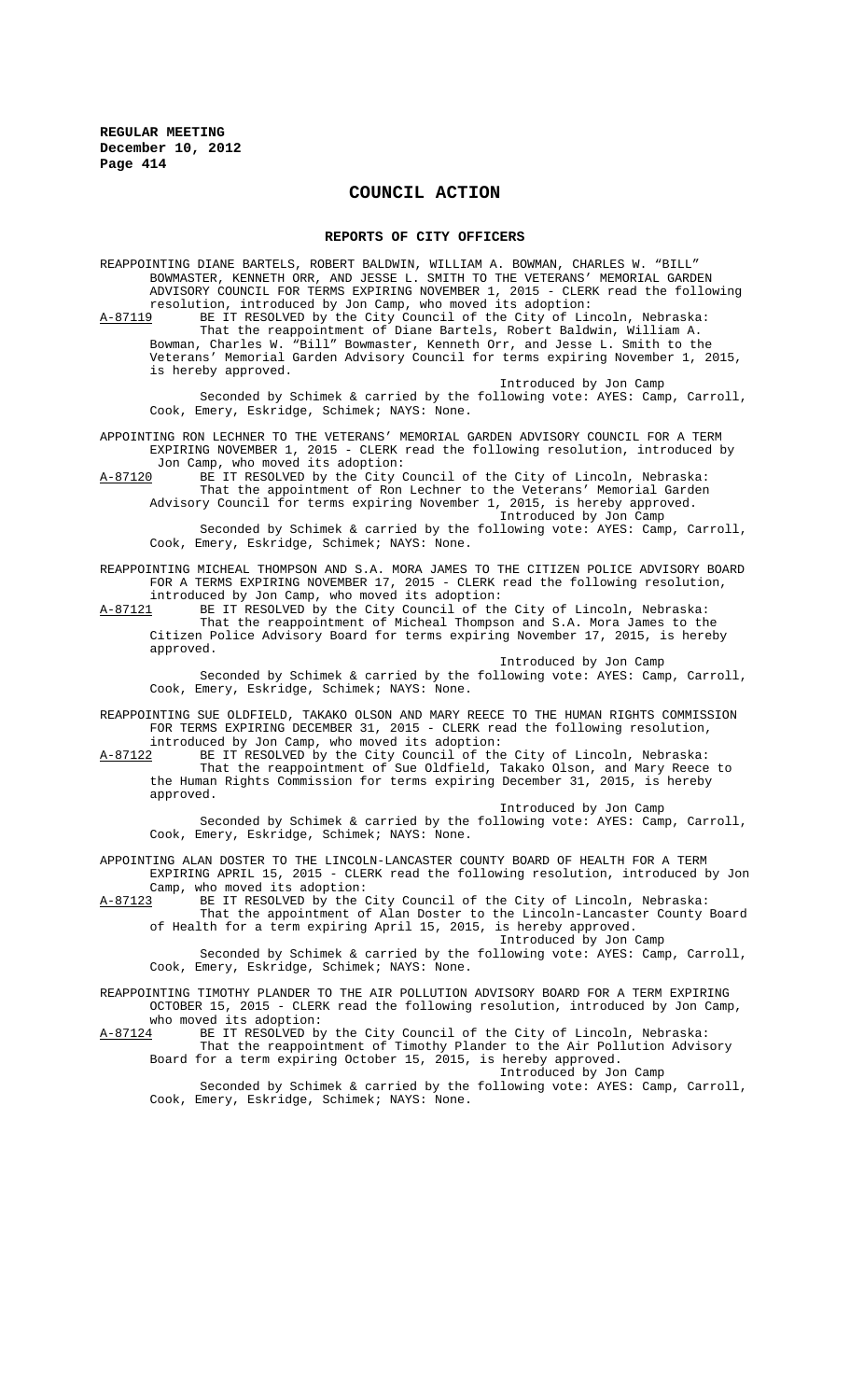# COUNCIL ACTION

## REPORTS OF CITY OFFICERS

REAPPOINTING DIANE BARTELS, ROBERT BALDWIN, WILLIAM A. BOWMAN, CHARLES W. "BILL" BOWMASTER, KENNETH ORR, AND JESSE L. SMITH TO THE VETERANS' MEMORIAL GARDEN ADVISORY COUNCIL FOR TERMS EXPIRING NOVEMBER 1, 2015 - CLERK read the following resolution, introduced by Jon Camp, who moved its adoption:

A-87119 BE IT RESOLVED by the City Council of the City of Lincoln, Nebraska:

That the reappointment of Diane Bartels, Robert Baldwin, William A. Bowman, Charles W. "Bill" Bowmaster, Kenneth Orr, and Jesse L. Smith to the Veterans' Memorial Garden Advisory Council for terms expiring November 1, 2015, is hereby approved.

Introduced by Jon Camp

Seconded by Schimek & carried by the following vote: AYES: Camp, Carroll, Cook, Emery, Eskridge, Schimek; NAYS: None.

APPOINTING RON LECHNER TO THE VETERANS' MEMORIAL GARDEN ADVISORY COUNCIL FOR A TERM EXPIRING NOVEMBER 1, 2015 - CLERK read the following resolution, introduced by Jon Camp, who moved its adoption:

A-87120 BE IT RESOLVED by the City Council of the City of Lincoln, Nebraska:

That the appointment of Ron Lechner to the Veterans' Memorial Garden Advisory Council for terms expiring November 1, 2015, is hereby approved.

Introduced by Jon Camp

Seconded by Schimek & carried by the following vote: AYES: Camp, Carroll, Cook, Emery, Eskridge, Schimek; NAYS: None.

REAPPOINTING MICHEAL THOMPSON AND S.A. MORA JAMES TO THE CITIZEN POLICE ADVISORY BOARD FOR A TERMS EXPIRING NOVEMBER 17, 2015 - CLERK read the following resolution, introduced by Jon Camp, who moved its adoption:

A-87121 BE IT RESOLVED by the City Council of the City of Lincoln, Nebraska:

That the reappointment of Micheal Thompson and S.A. Mora James to the Citizen Police Advisory Board for terms expiring November 17, 2015, is hereby approved.

Introduced by Jon Camp

Seconded by Schimek & carried by the following vote: AYES: Camp, Carroll, Cook, Emery, Eskridge, Schimek; NAYS: None.

REAPPOINTING SUE OLDFIELD, TAKAKO OLSON AND MARY REECE TO THE HUMAN RIGHTS COMMISSION FOR TERMS EXPIRING DECEMBER 31, 2015 - CLERK read the following resolution, introduced by Jon Camp, who moved its adoption:

A-87122 BE IT RESOLVED by the City Council of the City of Lincoln, Nebraska:

That the reappointment of Sue Oldfield, Takako Olson, and Mary Reece to the Human Rights Commission for terms expiring December 31, 2015, is hereby approved.

Introduced by Jon Camp

Seconded by Schimek & carried by the following vote: AYES: Camp, Carroll, Cook, Emery, Eskridge, Schimek; NAYS: None.

APPOINTING ALAN DOSTER TO THE LINCOLN-LANCASTER COUNTY BOARD OF HEALTH FOR A TERM EXPIRING APRIL 15, 2015 - CLERK read the following resolution, introduced by Jon Camp, who moved its adoption:

A-87123 BE IT RESOLVED by the City Council of the City of Lincoln, Nebraska:

That the appointment of Alan Doster to the Lincoln-Lancaster County Board of Health for a term expiring April 15, 2015, is hereby approved.

Introduced by Jon Camp

Seconded by Schimek & carried by the following vote: AYES: Camp, Carroll, Cook, Emery, Eskridge, Schimek; NAYS: None.

REAPPOINTING TIMOTHY PLANDER TO THE AIR POLLUTION ADVISORY BOARD FOR A TERM EXPIRING OCTOBER 15, 2015 - CLERK read the following resolution, introduced by Jon Camp, who moved its adoption:

A-87124 BE IT RESOLVED by the City Council of the City of Lincoln, Nebraska:

That the reappointment of Timothy Plander to the Air Pollution Advisory Board for a term expiring October 15, 2015, is hereby approved.

Introduced by Jon Camp

Seconded by Schimek & carried by the following vote: AYES: Camp, Carroll, Cook, Emery, Eskridge, Schimek; NAYS: None.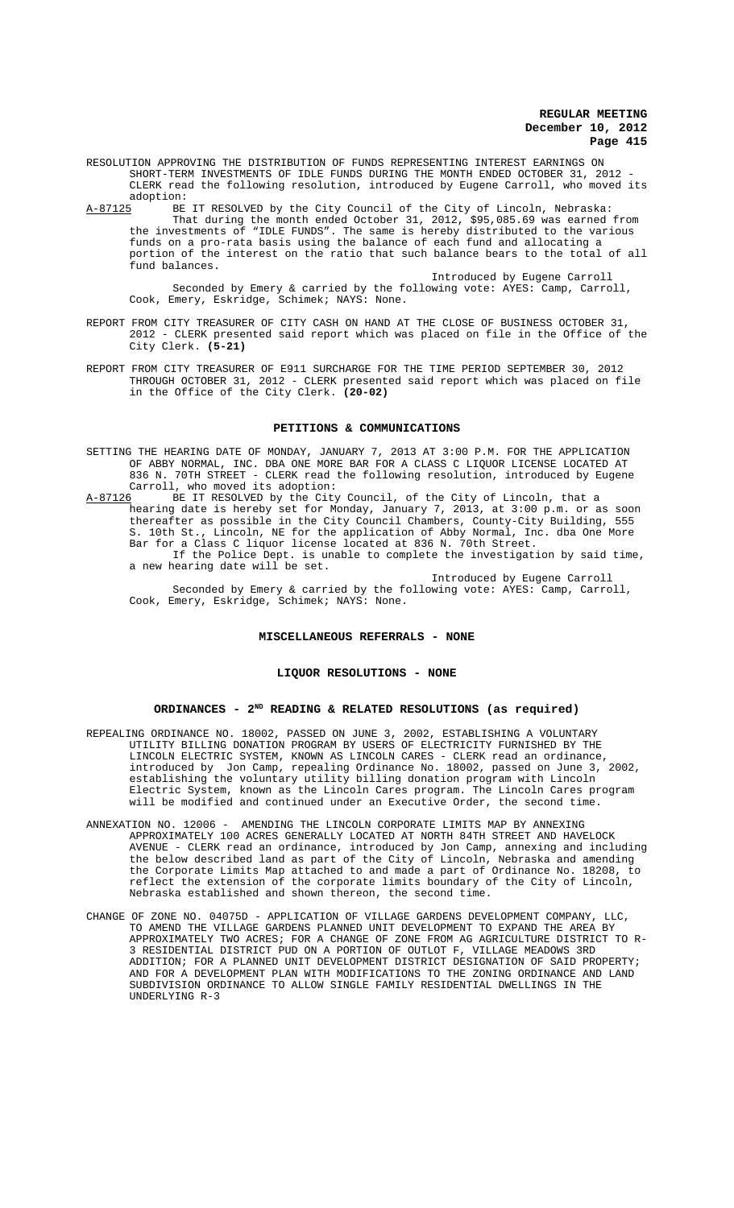RESOLUTION APPROVING THE DISTRIBUTION OF FUNDS REPRESENTING INTEREST EARNINGS ON SHORT-TERM INVESTMENTS OF IDLE FUNDS DURING THE MONTH ENDED OCTOBER 31, 2012 - CLERK read the following resolution, introduced by Eugene Carroll, who moved its adoption:

A-87125 BE IT RESOLVED by the City Council of the City of Lincoln, Nebraska:

That during the month ended October 31, 2012, $95,085.69 was earned from the investments of "IDLE FUNDS". The same is hereby distributed to the various funds on a pro-rata basis using the balance of each fund and allocating a portion of the interest on the ratio that such balance bears to the total of all fund balances.

Introduced by Eugene Carroll

Seconded by Emery & carried by the following vote: AYES: Camp, Carroll, Cook, Emery, Eskridge, Schimek; NAYS: None.

REPORT FROM CITY TREASURER OF CITY CASH ON HAND AT THE CLOSE OF BUSINESS OCTOBER 31, 2012 - CLERK presented said report which was placed on file in the Office of the City Clerk. **(5-21)**

REPORT FROM CITY TREASURER OF E911 SURCHARGE FOR THE TIME PERIOD SEPTEMBER 30, 2012 THROUGH OCTOBER 31, 2012 - CLERK presented said report which was placed on file in the Office of the City Clerk. **(20-02)**

## PETITIONS & COMMUNICATIONS

SETTING THE HEARING DATE OF MONDAY, JANUARY 7, 2013 AT 3:00 P.M. FOR THE APPLICATION OF ABBY NORMAL, INC. DBA ONE MORE BAR FOR A CLASS C LIQUOR LICENSE LOCATED AT 836 N. 70TH STREET - CLERK read the following resolution, introduced by Eugene Carroll, who moved its adoption:

A-87126 BE IT RESOLVED by the City Council, of the City of Lincoln, that a hearing date is hereby set for Monday, January 7, 2013, at 3:00 p.m. or as soon thereafter as possible in the City Council Chambers, County-City Building, 555 S. 10th St., Lincoln, NE for the application of Abby Normal, Inc. dba One More Bar for a Class C liquor license located at 836 N. 70th Street.

If the Police Dept. is unable to complete the investigation by said time, a new hearing date will be set.

Introduced by Eugene Carroll

Seconded by Emery & carried by the following vote: AYES: Camp, Carroll, Cook, Emery, Eskridge, Schimek; NAYS: None.

## MISCELLANEOUS REFERRALS - NONE

## LIQUOR RESOLUTIONS - NONE

## ORDINANCES - 2ND READING & RELATED RESOLUTIONS (as required)

REPEALING ORDINANCE NO. 18002, PASSED ON JUNE 3, 2002, ESTABLISHING A VOLUNTARY UTILITY BILLING DONATION PROGRAM BY USERS OF ELECTRICITY FURNISHED BY THE LINCOLN ELECTRIC SYSTEM, KNOWN AS LINCOLN CARES - CLERK read an ordinance, introduced by Jon Camp, repealing Ordinance No. 18002, passed on June 3, 2002, establishing the voluntary utility billing donation program with Lincoln Electric System, known as the Lincoln Cares program. The Lincoln Cares program will be modified and continued under an Executive Order, the second time.

ANNEXATION NO. 12006 - AMENDING THE LINCOLN CORPORATE LIMITS MAP BY ANNEXING APPROXIMATELY 100 ACRES GENERALLY LOCATED AT NORTH 84TH STREET AND HAVELOCK AVENUE - CLERK read an ordinance, introduced by Jon Camp, annexing and including the below described land as part of the City of Lincoln, Nebraska and amending the Corporate Limits Map attached to and made a part of Ordinance No. 18208, to reflect the extension of the corporate limits boundary of the City of Lincoln, Nebraska established and shown thereon, the second time.

CHANGE OF ZONE NO. 04075D - APPLICATION OF VILLAGE GARDENS DEVELOPMENT COMPANY, LLC, TO AMEND THE VILLAGE GARDENS PLANNED UNIT DEVELOPMENT TO EXPAND THE AREA BY APPROXIMATELY TWO ACRES; FOR A CHANGE OF ZONE FROM AG AGRICULTURE DISTRICT TO R-3 RESIDENTIAL DISTRICT PUD ON A PORTION OF OUTLOT F, VILLAGE MEADOWS 3RD ADDITION; FOR A PLANNED UNIT DEVELOPMENT DISTRICT DESIGNATION OF SAID PROPERTY; AND FOR A DEVELOPMENT PLAN WITH MODIFICATIONS TO THE ZONING ORDINANCE AND LAND SUBDIVISION ORDINANCE TO ALLOW SINGLE FAMILY RESIDENTIAL DWELLINGS IN THE UNDERLYING R-3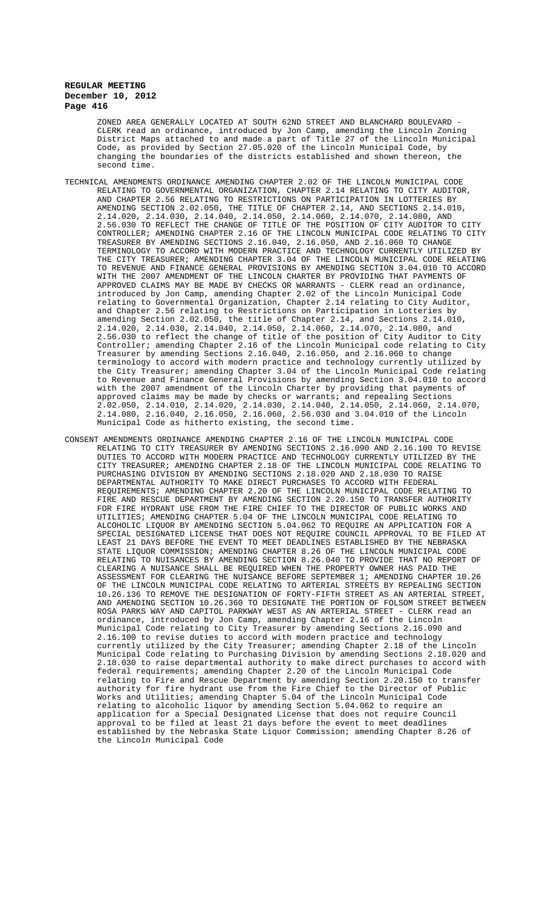ZONED AREA GENERALLY LOCATED AT SOUTH 62ND STREET AND BLANCHARD BOULEVARD - CLERK read an ordinance, introduced by Jon Camp, amending the Lincoln Zoning District Maps attached to and made a part of Title 27 of the Lincoln Municipal Code, as provided by Section 27.05.020 of the Lincoln Municipal Code, by changing the boundaries of the districts established and shown thereon, the second time.

TECHNICAL AMENDMENTS ORDINANCE AMENDING CHAPTER 2.02 OF THE LINCOLN MUNICIPAL CODE RELATING TO GOVERNMENTAL ORGANIZATION, CHAPTER 2.14 RELATING TO CITY AUDITOR, AND CHAPTER 2.56 RELATING TO RESTRICTIONS ON PARTICIPATION IN LOTTERIES BY AMENDING SECTION 2.02.050, THE TITLE OF CHAPTER 2.14, AND SECTIONS 2.14.010, 2.14.020, 2.14.030, 2.14.040, 2.14.050, 2.14.060, 2.14.070, 2.14.080, AND 2.56.030 TO REFLECT THE CHANGE OF TITLE OF THE POSITION OF CITY AUDITOR TO CITY CONTROLLER; AMENDING CHAPTER 2.16 OF THE LINCOLN MUNICIPAL CODE RELATING TO CITY TREASURER BY AMENDING SECTIONS 2.16.040, 2.16.050, AND 2.16.060 TO CHANGE TERMINOLOGY TO ACCORD WITH MODERN PRACTICE AND TECHNOLOGY CURRENTLY UTILIZED BY THE CITY TREASURER; AMENDING CHAPTER 3.04 OF THE LINCOLN MUNICIPAL CODE RELATING TO REVENUE AND FINANCE GENERAL PROVISIONS BY AMENDING SECTION 3.04.010 TO ACCORD WITH THE 2007 AMENDMENT OF THE LINCOLN CHARTER BY PROVIDING THAT PAYMENTS OF APPROVED CLAIMS MAY BE MADE BY CHECKS OR WARRANTS - CLERK read an ordinance, introduced by Jon Camp, amending Chapter 2.02 of the Lincoln Municipal Code relating to Governmental Organization, Chapter 2.14 relating to City Auditor, and Chapter 2.56 relating to Restrictions on Participation in Lotteries by amending Section 2.02.050, the title of Chapter 2.14, and Sections 2.14.010, 2.14.020, 2.14.030, 2.14.040, 2.14.050, 2.14.060, 2.14.070, 2.14.080, and 2.56.030 to reflect the change of title of the position of City Auditor to City Controller; amending Chapter 2.16 of the Lincoln Municipal code relating to City Treasurer by amending Sections 2.16.040, 2.16.050, and 2.16.060 to change terminology to accord with modern practice and technology currently utilized by the City Treasurer; amending Chapter 3.04 of the Lincoln Municipal Code relating to Revenue and Finance General Provisions by amending Section 3.04.010 to accord with the 2007 amendment of the Lincoln Charter by providing that payments of approved claims may be made by checks or warrants; and repealing Sections 2.02.050, 2.14.010, 2.14.020, 2.14.030, 2.14.040, 2.14.050, 2.14.060, 2.14.070, 2.14.080, 2.16.040, 2.16.050, 2.16.060, 2.56.030 and 3.04.010 of the Lincoln Municipal Code as hitherto existing, the second time.

CONSENT AMENDMENTS ORDINANCE AMENDING CHAPTER 2.16 OF THE LINCOLN MUNICIPAL CODE RELATING TO CITY TREASURER BY AMENDING SECTIONS 2.16.090 AND 2.16.100 TO REVISE DUTIES TO ACCORD WITH MODERN PRACTICE AND TECHNOLOGY CURRENTLY UTILIZED BY THE CITY TREASURER; AMENDING CHAPTER 2.18 OF THE LINCOLN MUNICIPAL CODE RELATING TO PURCHASING DIVISION BY AMENDING SECTIONS 2.18.020 AND 2.18.030 TO RAISE DEPARTMENTAL AUTHORITY TO MAKE DIRECT PURCHASES TO ACCORD WITH FEDERAL REQUIREMENTS; AMENDING CHAPTER 2.20 OF THE LINCOLN MUNICIPAL CODE RELATING TO FIRE AND RESCUE DEPARTMENT BY AMENDING SECTION 2.20.150 TO TRANSFER AUTHORITY FOR FIRE HYDRANT USE FROM THE FIRE CHIEF TO THE DIRECTOR OF PUBLIC WORKS AND UTILITIES; AMENDING CHAPTER 5.04 OF THE LINCOLN MUNICIPAL CODE RELATING TO ALCOHOLIC LIQUOR BY AMENDING SECTION 5.04.062 TO REQUIRE AN APPLICATION FOR A SPECIAL DESIGNATED LICENSE THAT DOES NOT REQUIRE COUNCIL APPROVAL TO BE FILED AT LEAST 21 DAYS BEFORE THE EVENT TO MEET DEADLINES ESTABLISHED BY THE NEBRASKA STATE LIQUOR COMMISSION; AMENDING CHAPTER 8.26 OF THE LINCOLN MUNICIPAL CODE RELATING TO NUISANCES BY AMENDING SECTION 8.26.040 TO PROVIDE THAT NO REPORT OF CLEARING A NUISANCE SHALL BE REQUIRED WHEN THE PROPERTY OWNER HAS PAID THE ASSESSMENT FOR CLEARING THE NUISANCE BEFORE SEPTEMBER 1; AMENDING CHAPTER 10.26 OF THE LINCOLN MUNICIPAL CODE RELATING TO ARTERIAL STREETS BY REPEALING SECTION 10.26.136 TO REMOVE THE DESIGNATION OF FORTY-FIFTH STREET AS AN ARTERIAL STREET, AND AMENDING SECTION 10.26.360 TO DESIGNATE THE PORTION OF FOLSOM STREET BETWEEN ROSA PARKS WAY AND CAPITOL PARKWAY WEST AS AN ARTERIAL STREET - CLERK read an ordinance, introduced by Jon Camp, amending Chapter 2.16 of the Lincoln Municipal Code relating to City Treasurer by amending Sections 2.16.090 and 2.16.100 to revise duties to accord with modern practice and technology currently utilized by the City Treasurer; amending Chapter 2.18 of the Lincoln Municipal Code relating to Purchasing Division by amending Sections 2.18.020 and 2.18.030 to raise departmental authority to make direct purchases to accord with federal requirements; amending Chapter 2.20 of the Lincoln Municipal Code relating to Fire and Rescue Department by amending Section 2.20.150 to transfer authority for fire hydrant use from the Fire Chief to the Director of Public Works and Utilities; amending Chapter 5.04 of the Lincoln Municipal Code relating to alcoholic liquor by amending Section 5.04.062 to require an application for a Special Designated License that does not require Council approval to be filed at least 21 days before the event to meet deadlines established by the Nebraska State Liquor Commission; amending Chapter 8.26 of the Lincoln Municipal Code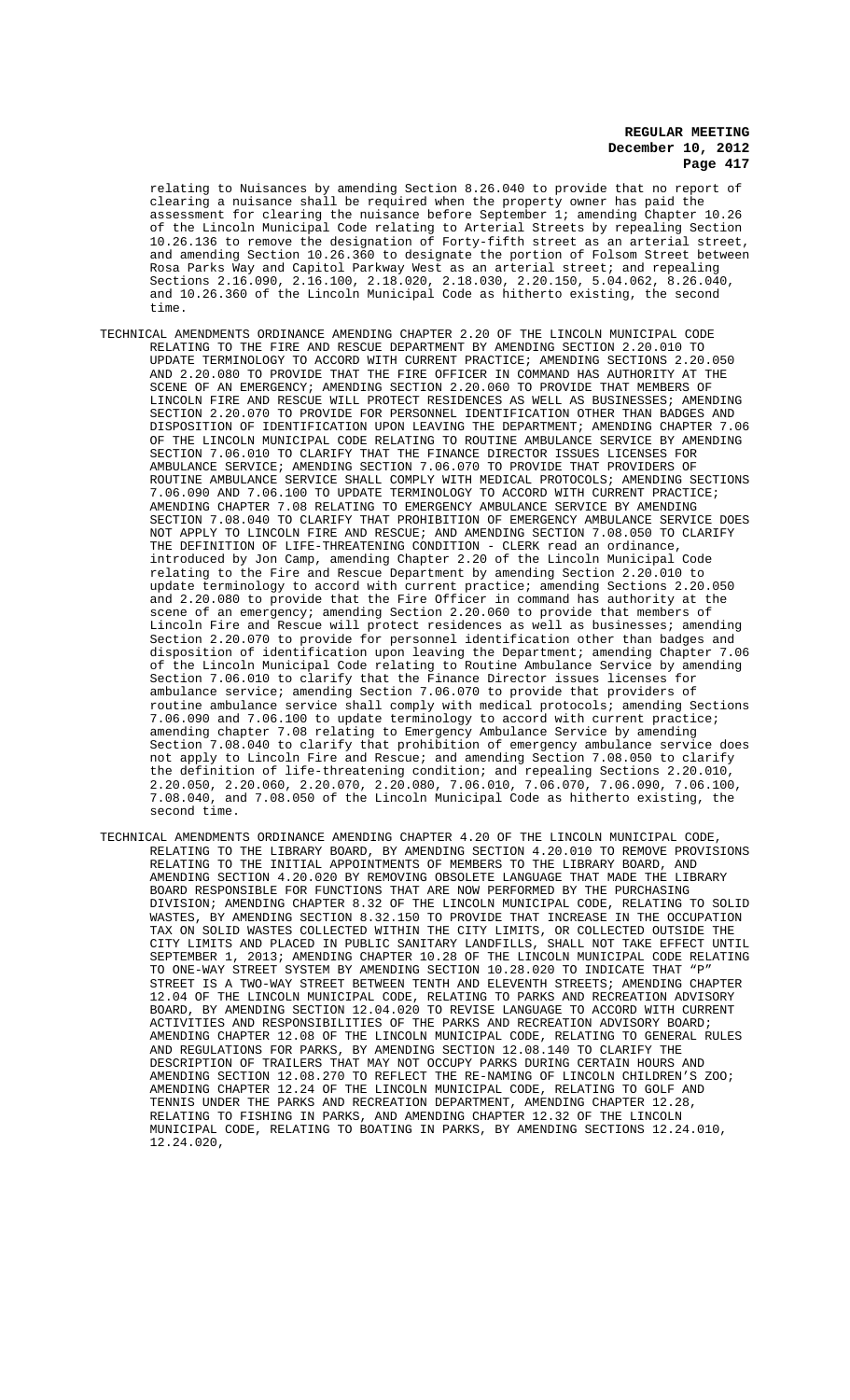relating to Nuisances by amending Section 8.26.040 to provide that no report of clearing a nuisance shall be required when the property owner has paid the assessment for clearing the nuisance before September 1; amending Chapter 10.26 of the Lincoln Municipal Code relating to Arterial Streets by repealing Section 10.26.136 to remove the designation of Forty-fifth street as an arterial street, and amending Section 10.26.360 to designate the portion of Folsom Street between Rosa Parks Way and Capitol Parkway West as an arterial street; and repealing Sections 2.16.090, 2.16.100, 2.18.020, 2.18.030, 2.20.150, 5.04.062, 8.26.040, and 10.26.360 of the Lincoln Municipal Code as hitherto existing, the second time.

TECHNICAL AMENDMENTS ORDINANCE AMENDING CHAPTER 2.20 OF THE LINCOLN MUNICIPAL CODE RELATING TO THE FIRE AND RESCUE DEPARTMENT BY AMENDING SECTION 2.20.010 TO UPDATE TERMINOLOGY TO ACCORD WITH CURRENT PRACTICE; AMENDING SECTIONS 2.20.050 AND 2.20.080 TO PROVIDE THAT THE FIRE OFFICER IN COMMAND HAS AUTHORITY AT THE SCENE OF AN EMERGENCY; AMENDING SECTION 2.20.060 TO PROVIDE THAT MEMBERS OF LINCOLN FIRE AND RESCUE WILL PROTECT RESIDENCES AS WELL AS BUSINESSES; AMENDING SECTION 2.20.070 TO PROVIDE FOR PERSONNEL IDENTIFICATION OTHER THAN BADGES AND DISPOSITION OF IDENTIFICATION UPON LEAVING THE DEPARTMENT; AMENDING CHAPTER 7.06 OF THE LINCOLN MUNICIPAL CODE RELATING TO ROUTINE AMBULANCE SERVICE BY AMENDING SECTION 7.06.010 TO CLARIFY THAT THE FINANCE DIRECTOR ISSUES LICENSES FOR AMBULANCE SERVICE; AMENDING SECTION 7.06.070 TO PROVIDE THAT PROVIDERS OF ROUTINE AMBULANCE SERVICE SHALL COMPLY WITH MEDICAL PROTOCOLS; AMENDING SECTIONS 7.06.090 AND 7.06.100 TO UPDATE TERMINOLOGY TO ACCORD WITH CURRENT PRACTICE; AMENDING CHAPTER 7.08 RELATING TO EMERGENCY AMBULANCE SERVICE BY AMENDING SECTION 7.08.040 TO CLARIFY THAT PROHIBITION OF EMERGENCY AMBULANCE SERVICE DOES NOT APPLY TO LINCOLN FIRE AND RESCUE; AND AMENDING SECTION 7.08.050 TO CLARIFY THE DEFINITION OF LIFE-THREATENING CONDITION - CLERK read an ordinance, introduced by Jon Camp, amending Chapter 2.20 of the Lincoln Municipal Code relating to the Fire and Rescue Department by amending Section 2.20.010 to update terminology to accord with current practice; amending Sections 2.20.050 and 2.20.080 to provide that the Fire Officer in command has authority at the scene of an emergency; amending Section 2.20.060 to provide that members of Lincoln Fire and Rescue will protect residences as well as businesses; amending Section 2.20.070 to provide for personnel identification other than badges and disposition of identification upon leaving the Department; amending Chapter 7.06 of the Lincoln Municipal Code relating to Routine Ambulance Service by amending Section 7.06.010 to clarify that the Finance Director issues licenses for ambulance service; amending Section 7.06.070 to provide that providers of routine ambulance service shall comply with medical protocols; amending Sections 7.06.090 and 7.06.100 to update terminology to accord with current practice; amending chapter 7.08 relating to Emergency Ambulance Service by amending Section 7.08.040 to clarify that prohibition of emergency ambulance service does not apply to Lincoln Fire and Rescue; and amending Section 7.08.050 to clarify the definition of life-threatening condition; and repealing Sections 2.20.010, 2.20.050, 2.20.060, 2.20.070, 2.20.080, 7.06.010, 7.06.070, 7.06.090, 7.06.100, 7.08.040, and 7.08.050 of the Lincoln Municipal Code as hitherto existing, the second time.

TECHNICAL AMENDMENTS ORDINANCE AMENDING CHAPTER 4.20 OF THE LINCOLN MUNICIPAL CODE, RELATING TO THE LIBRARY BOARD, BY AMENDING SECTION 4.20.010 TO REMOVE PROVISIONS RELATING TO THE INITIAL APPOINTMENTS OF MEMBERS TO THE LIBRARY BOARD, AND AMENDING SECTION 4.20.020 BY REMOVING OBSOLETE LANGUAGE THAT MADE THE LIBRARY BOARD RESPONSIBLE FOR FUNCTIONS THAT ARE NOW PERFORMED BY THE PURCHASING DIVISION; AMENDING CHAPTER 8.32 OF THE LINCOLN MUNICIPAL CODE, RELATING TO SOLID WASTES, BY AMENDING SECTION 8.32.150 TO PROVIDE THAT INCREASE IN THE OCCUPATION TAX ON SOLID WASTES COLLECTED WITHIN THE CITY LIMITS, OR COLLECTED OUTSIDE THE CITY LIMITS AND PLACED IN PUBLIC SANITARY LANDFILLS, SHALL NOT TAKE EFFECT UNTIL SEPTEMBER 1, 2013; AMENDING CHAPTER 10.28 OF THE LINCOLN MUNICIPAL CODE RELATING TO ONE-WAY STREET SYSTEM BY AMENDING SECTION 10.28.020 TO INDICATE THAT "P" STREET IS A TWO-WAY STREET BETWEEN TENTH AND ELEVENTH STREETS; AMENDING CHAPTER 12.04 OF THE LINCOLN MUNICIPAL CODE, RELATING TO PARKS AND RECREATION ADVISORY BOARD, BY AMENDING SECTION 12.04.020 TO REVISE LANGUAGE TO ACCORD WITH CURRENT ACTIVITIES AND RESPONSIBILITIES OF THE PARKS AND RECREATION ADVISORY BOARD; AMENDING CHAPTER 12.08 OF THE LINCOLN MUNICIPAL CODE, RELATING TO GENERAL RULES AND REGULATIONS FOR PARKS, BY AMENDING SECTION 12.08.140 TO CLARIFY THE DESCRIPTION OF TRAILERS THAT MAY NOT OCCUPY PARKS DURING CERTAIN HOURS AND AMENDING SECTION 12.08.270 TO REFLECT THE RE-NAMING OF LINCOLN CHILDREN'S ZOO; AMENDING CHAPTER 12.24 OF THE LINCOLN MUNICIPAL CODE, RELATING TO GOLF AND TENNIS UNDER THE PARKS AND RECREATION DEPARTMENT, AMENDING CHAPTER 12.28, RELATING TO FISHING IN PARKS, AND AMENDING CHAPTER 12.32 OF THE LINCOLN MUNICIPAL CODE, RELATING TO BOATING IN PARKS, BY AMENDING SECTIONS 12.24.010, 12.24.020,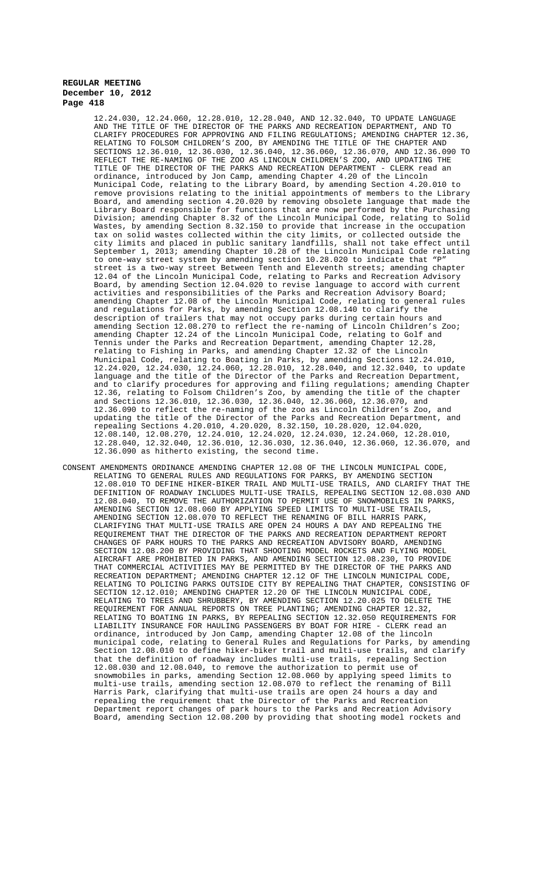12.24.030, 12.24.060, 12.28.010, 12.28.040, AND 12.32.040, TO UPDATE LANGUAGE AND THE TITLE OF THE DIRECTOR OF THE PARKS AND RECREATION DEPARTMENT, AND TO CLARIFY PROCEDURES FOR APPROVING AND FILING REGULATIONS; AMENDING CHAPTER 12.36, RELATING TO FOLSOM CHILDREN'S ZOO, BY AMENDING THE TITLE OF THE CHAPTER AND SECTIONS 12.36.010, 12.36.030, 12.36.040, 12.36.060, 12.36.070, AND 12.36.090 TO REFLECT THE RE-NAMING OF THE ZOO AS LINCOLN CHILDREN'S ZOO, AND UPDATING THE TITLE OF THE DIRECTOR OF THE PARKS AND RECREATION DEPARTMENT - CLERK read an ordinance, introduced by Jon Camp, amending Chapter 4.20 of the Lincoln Municipal Code, relating to the Library Board, by amending Section 4.20.010 to remove provisions relating to the initial appointments of members to the Library Board, and amending section 4.20.020 by removing obsolete language that made the Library Board responsible for functions that are now performed by the Purchasing Division; amending Chapter 8.32 of the Lincoln Municipal Code, relating to Solid Wastes, by amending Section 8.32.150 to provide that increase in the occupation tax on solid wastes collected within the city limits, or collected outside the city limits and placed in public sanitary landfills, shall not take effect until September 1, 2013; amending Chapter 10.28 of the Lincoln Municipal Code relating to one-way street system by amending section 10.28.020 to indicate that "P" street is a two-way street Between Tenth and Eleventh streets; amending chapter 12.04 of the Lincoln Municipal Code, relating to Parks and Recreation Advisory Board, by amending Section 12.04.020 to revise language to accord with current activities and responsibilities of the Parks and Recreation Advisory Board; amending Chapter 12.08 of the Lincoln Municipal Code, relating to general rules and regulations for Parks, by amending Section 12.08.140 to clarify the description of trailers that may not occupy parks during certain hours and amending Section 12.08.270 to reflect the re-naming of Lincoln Children's Zoo; amending Chapter 12.24 of the Lincoln Municipal Code, relating to Golf and Tennis under the Parks and Recreation Department, amending Chapter 12.28, relating to Fishing in Parks, and amending Chapter 12.32 of the Lincoln Municipal Code, relating to Boating in Parks, by amending Sections 12.24.010, 12.24.020, 12.24.030, 12.24.060, 12.28.010, 12.28.040, and 12.32.040, to update language and the title of the Director of the Parks and Recreation Department, and to clarify procedures for approving and filing regulations; amending Chapter 12.36, relating to Folsom Children's Zoo, by amending the title of the chapter and Sections 12.36.010, 12.36.030, 12.36.040, 12.36.060, 12.36.070, and 12.36.090 to reflect the re-naming of the zoo as Lincoln Children's Zoo, and updating the title of the Director of the Parks and Recreation Department, and repealing Sections 4.20.010, 4.20.020, 8.32.150, 10.28.020, 12.04.020, 12.08.140, 12.08.270, 12.24.010, 12.24.020, 12.24.030, 12.24.060, 12.28.010, 12.28.040, 12.32.040, 12.36.010, 12.36.030, 12.36.040, 12.36.060, 12.36.070, and 12.36.090 as hitherto existing, the second time.

CONSENT AMENDMENTS ORDINANCE AMENDING CHAPTER 12.08 OF THE LINCOLN MUNICIPAL CODE, RELATING TO GENERAL RULES AND REGULATIONS FOR PARKS, BY AMENDING SECTION 12.08.010 TO DEFINE HIKER-BIKER TRAIL AND MULTI-USE TRAILS, AND CLARIFY THAT THE DEFINITION OF ROADWAY INCLUDES MULTI-USE TRAILS, REPEALING SECTION 12.08.030 AND 12.08.040, TO REMOVE THE AUTHORIZATION TO PERMIT USE OF SNOWMOBILES IN PARKS, AMENDING SECTION 12.08.060 BY APPLYING SPEED LIMITS TO MULTI-USE TRAILS, AMENDING SECTION 12.08.070 TO REFLECT THE RENAMING OF BILL HARRIS PARK, CLARIFYING THAT MULTI-USE TRAILS ARE OPEN 24 HOURS A DAY AND REPEALING THE REQUIREMENT THAT THE DIRECTOR OF THE PARKS AND RECREATION DEPARTMENT REPORT CHANGES OF PARK HOURS TO THE PARKS AND RECREATION ADVISORY BOARD, AMENDING SECTION 12.08.200 BY PROVIDING THAT SHOOTING MODEL ROCKETS AND FLYING MODEL AIRCRAFT ARE PROHIBITED IN PARKS, AND AMENDING SECTION 12.08.230, TO PROVIDE THAT COMMERCIAL ACTIVITIES MAY BE PERMITTED BY THE DIRECTOR OF THE PARKS AND RECREATION DEPARTMENT; AMENDING CHAPTER 12.12 OF THE LINCOLN MUNICIPAL CODE, RELATING TO POLICING PARKS OUTSIDE CITY BY REPEALING THAT CHAPTER, CONSISTING OF SECTION 12.12.010; AMENDING CHAPTER 12.20 OF THE LINCOLN MUNICIPAL CODE, RELATING TO TREES AND SHRUBBERY, BY AMENDING SECTION 12.20.025 TO DELETE THE REQUIREMENT FOR ANNUAL REPORTS ON TREE PLANTING; AMENDING CHAPTER 12.32, RELATING TO BOATING IN PARKS, BY REPEALING SECTION 12.32.050 REQUIREMENTS FOR LIABILITY INSURANCE FOR HAULING PASSENGERS BY BOAT FOR HIRE - CLERK read an ordinance, introduced by Jon Camp, amending Chapter 12.08 of the lincoln municipal code, relating to General Rules and Regulations for Parks, by amending Section 12.08.010 to define hiker-biker trail and multi-use trails, and clarify that the definition of roadway includes multi-use trails, repealing Section 12.08.030 and 12.08.040, to remove the authorization to permit use of snowmobiles in parks, amending Section 12.08.060 by applying speed limits to multi-use trails, amending section 12.08.070 to reflect the renaming of Bill Harris Park, clarifying that multi-use trails are open 24 hours a day and repealing the requirement that the Director of the Parks and Recreation Department report changes of park hours to the Parks and Recreation Advisory Board, amending Section 12.08.200 by providing that shooting model rockets and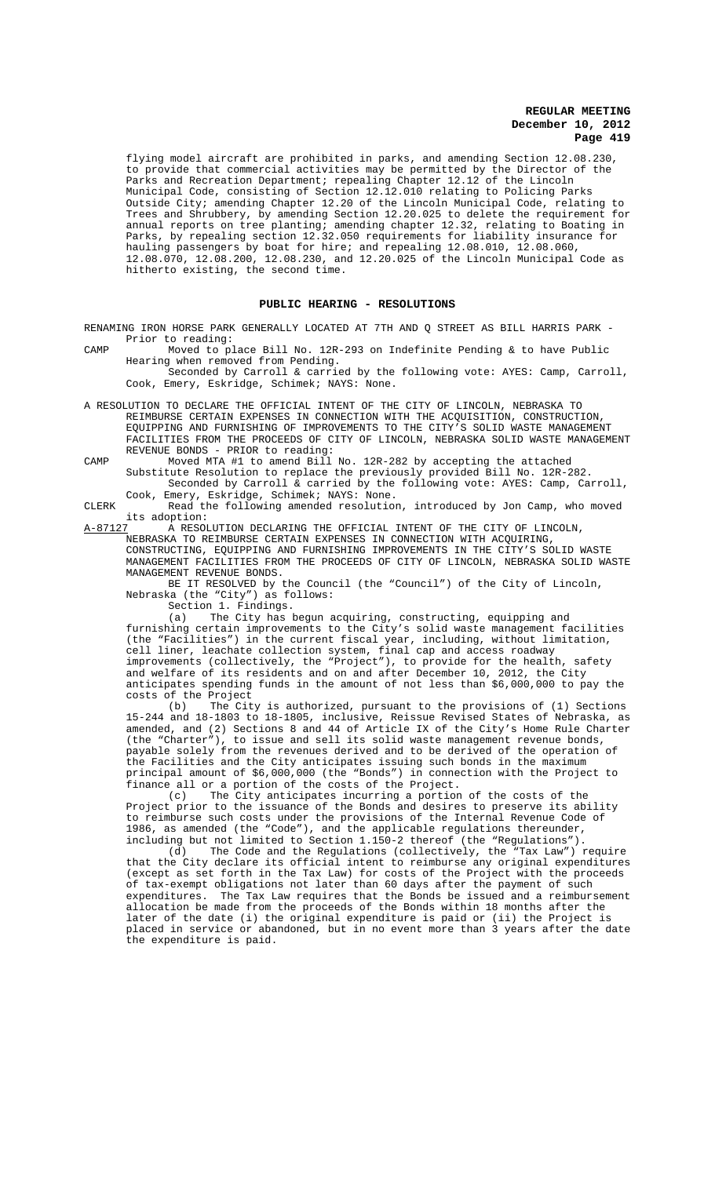flying model aircraft are prohibited in parks, and amending Section 12.08.230, to provide that commercial activities may be permitted by the Director of the Parks and Recreation Department; repealing Chapter 12.12 of the Lincoln Municipal Code, consisting of Section 12.12.010 relating to Policing Parks Outside City; amending Chapter 12.20 of the Lincoln Municipal Code, relating to Trees and Shrubbery, by amending Section 12.20.025 to delete the requirement for annual reports on tree planting; amending chapter 12.32, relating to Boating in Parks, by repealing section 12.32.050 requirements for liability insurance for hauling passengers by boat for hire; and repealing 12.08.010, 12.08.060, 12.08.070, 12.08.200, 12.08.230, and 12.20.025 of the Lincoln Municipal Code as hitherto existing, the second time.

## PUBLIC HEARING - RESOLUTIONS

RENAMING IRON HORSE PARK GENERALLY LOCATED AT 7TH AND Q STREET AS BILL HARRIS PARK - Prior to reading:

CAMP Moved to place Bill No. 12R-293 on Indefinite Pending & to have Public Hearing when removed from Pending.

Seconded by Carroll & carried by the following vote: AYES: Camp, Carroll, Cook, Emery, Eskridge, Schimek; NAYS: None.

A RESOLUTION TO DECLARE THE OFFICIAL INTENT OF THE CITY OF LINCOLN, NEBRASKA TO REIMBURSE CERTAIN EXPENSES IN CONNECTION WITH THE ACQUISITION, CONSTRUCTION, EQUIPPING AND FURNISHING OF IMPROVEMENTS TO THE CITY'S SOLID WASTE MANAGEMENT FACILITIES FROM THE PROCEEDS OF CITY OF LINCOLN, NEBRASKA SOLID WASTE MANAGEMENT REVENUE BONDS - PRIOR to reading:

CAMP Moved MTA #1 to amend Bill No. 12R-282 by accepting the attached Substitute Resolution to replace the previously provided Bill No. 12R-282.

Seconded by Carroll & carried by the following vote: AYES: Camp, Carroll, Cook, Emery, Eskridge, Schimek; NAYS: None.

CLERK Read the following amended resolution, introduced by Jon Camp, who moved its adoption:

A-87127 A RESOLUTION DECLARING THE OFFICIAL INTENT OF THE CITY OF LINCOLN, NEBRASKA TO REIMBURSE CERTAIN EXPENSES IN CONNECTION WITH ACQUIRING, CONSTRUCTING, EQUIPPING AND FURNISHING IMPROVEMENTS IN THE CITY'S SOLID WASTE MANAGEMENT FACILITIES FROM THE PROCEEDS OF CITY OF LINCOLN, NEBRASKA SOLID WASTE MANAGEMENT REVENUE BONDS.

BE IT RESOLVED by the Council (the "Council") of the City of Lincoln, Nebraska (the "City") as follows:

Section 1. Findings.

(a) The City has begun acquiring, constructing, equipping and furnishing certain improvements to the City's solid waste management facilities (the "Facilities") in the current fiscal year, including, without limitation, cell liner, leachate collection system, final cap and access roadway improvements (collectively, the "Project"), to provide for the health, safety and welfare of its residents and on and after December 10, 2012, the City anticipates spending funds in the amount of not less than $6,000,000 to pay the costs of the Project

(b) The City is authorized, pursuant to the provisions of (1) Sections 15-244 and 18-1803 to 18-1805, inclusive, Reissue Revised States of Nebraska, as amended, and (2) Sections 8 and 44 of Article IX of the City's Home Rule Charter (the "Charter"), to issue and sell its solid waste management revenue bonds, payable solely from the revenues derived and to be derived of the operation of the Facilities and the City anticipates issuing such bonds in the maximum principal amount of $6,000,000 (the "Bonds") in connection with the Project to finance all or a portion of the costs of the Project.

(c) The City anticipates incurring a portion of the costs of the Project prior to the issuance of the Bonds and desires to preserve its ability to reimburse such costs under the provisions of the Internal Revenue Code of 1986, as amended (the "Code"), and the applicable regulations thereunder, including but not limited to Section 1.150-2 thereof (the "Regulations").

(d) The Code and the Regulations (collectively, the "Tax Law") require that the City declare its official intent to reimburse any original expenditures (except as set forth in the Tax Law) for costs of the Project with the proceeds of tax-exempt obligations not later than 60 days after the payment of such expenditures. The Tax Law requires that the Bonds be issued and a reimbursement allocation be made from the proceeds of the Bonds within 18 months after the later of the date (i) the original expenditure is paid or (ii) the Project is placed in service or abandoned, but in no event more than 3 years after the date the expenditure is paid.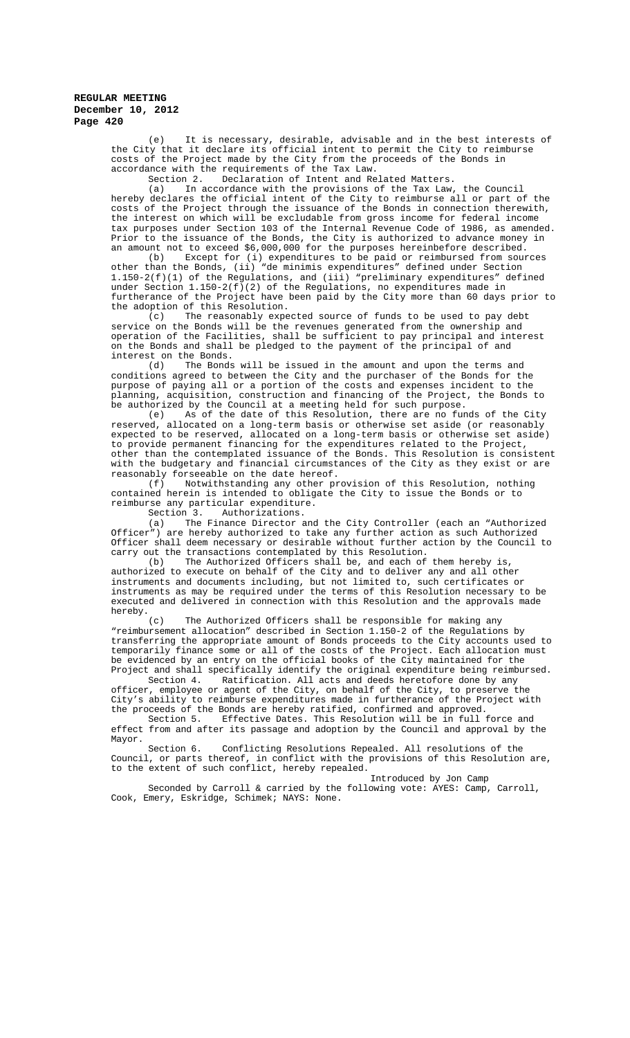(e) It is necessary, desirable, advisable and in the best interests of the City that it declare its official intent to permit the City to reimburse costs of the Project made by the City from the proceeds of the Bonds in accordance with the requirements of the Tax Law.

Section 2. Declaration of Intent and Related Matters.

(a) In accordance with the provisions of the Tax Law, the Council hereby declares the official intent of the City to reimburse all or part of the costs of the Project through the issuance of the Bonds in connection therewith, the interest on which will be excludable from gross income for federal income tax purposes under Section 103 of the Internal Revenue Code of 1986, as amended. Prior to the issuance of the Bonds, the City is authorized to advance money in an amount not to exceed $6,000,000 for the purposes hereinbefore described.

(b) Except for (i) expenditures to be paid or reimbursed from sources other than the Bonds, (ii) "de minimis expenditures" defined under Section 1.150-2(f)(1) of the Regulations, and (iii) "preliminary expenditures" defined under Section 1.150-2(f)(2) of the Regulations, no expenditures made in furtherance of the Project have been paid by the City more than 60 days prior to the adoption of this Resolution.

(c) The reasonably expected source of funds to be used to pay debt service on the Bonds will be the revenues generated from the ownership and operation of the Facilities, shall be sufficient to pay principal and interest on the Bonds and shall be pledged to the payment of the principal of and interest on the Bonds.

(d) The Bonds will be issued in the amount and upon the terms and conditions agreed to between the City and the purchaser of the Bonds for the purpose of paying all or a portion of the costs and expenses incident to the planning, acquisition, construction and financing of the Project, the Bonds to be authorized by the Council at a meeting held for such purpose.

(e) As of the date of this Resolution, there are no funds of the City reserved, allocated on a long-term basis or otherwise set aside (or reasonably expected to be reserved, allocated on a long-term basis or otherwise set aside) to provide permanent financing for the expenditures related to the Project, other than the contemplated issuance of the Bonds. This Resolution is consistent with the budgetary and financial circumstances of the City as they exist or are reasonably forseeable on the date hereof.

(f) Notwithstanding any other provision of this Resolution, nothing contained herein is intended to obligate the City to issue the Bonds or to reimburse any particular expenditure.

Section 3. Authorizations.

(a) The Finance Director and the City Controller (each an "Authorized Officer") are hereby authorized to take any further action as such Authorized Officer shall deem necessary or desirable without further action by the Council to carry out the transactions contemplated by this Resolution.

(b) The Authorized Officers shall be, and each of them hereby is, authorized to execute on behalf of the City and to deliver any and all other instruments and documents including, but not limited to, such certificates or instruments as may be required under the terms of this Resolution necessary to be executed and delivered in connection with this Resolution and the approvals made hereby.

(c) The Authorized Officers shall be responsible for making any "reimbursement allocation" described in Section 1.150-2 of the Regulations by transferring the appropriate amount of Bonds proceeds to the City accounts used to temporarily finance some or all of the costs of the Project. Each allocation must be evidenced by an entry on the official books of the City maintained for the Project and shall specifically identify the original expenditure being reimbursed.

Section 4. Ratification. All acts and deeds heretofore done by any officer, employee or agent of the City, on behalf of the City, to preserve the City's ability to reimburse expenditures made in furtherance of the Project with the proceeds of the Bonds are hereby ratified, confirmed and approved.

Section 5. Effective Dates. This Resolution will be in full force and effect from and after its passage and adoption by the Council and approval by the Mayor.

Section 6. Conflicting Resolutions Repealed. All resolutions of the Council, or parts thereof, in conflict with the provisions of this Resolution are, to the extent of such conflict, hereby repealed.

Introduced by Jon Camp

Seconded by Carroll & carried by the following vote: AYES: Camp, Carroll, Cook, Emery, Eskridge, Schimek; NAYS: None.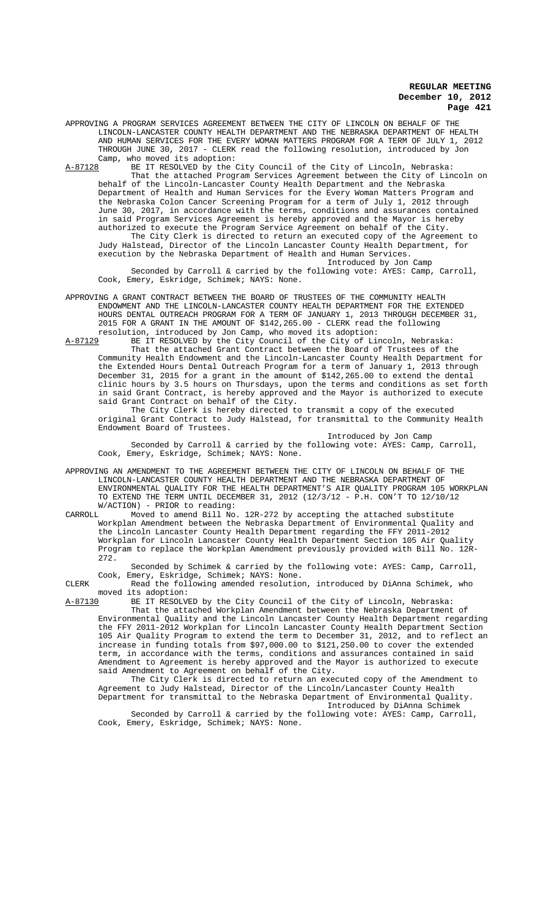APPROVING A PROGRAM SERVICES AGREEMENT BETWEEN THE CITY OF LINCOLN ON BEHALF OF THE LINCOLN-LANCASTER COUNTY HEALTH DEPARTMENT AND THE NEBRASKA DEPARTMENT OF HEALTH AND HUMAN SERVICES FOR THE EVERY WOMAN MATTERS PROGRAM FOR A TERM OF JULY 1, 2012 THROUGH JUNE 30, 2017 - CLERK read the following resolution, introduced by Jon Camp, who moved its adoption:

A-87128 BE IT RESOLVED by the City Council of the City of Lincoln, Nebraska:

That the attached Program Services Agreement between the City of Lincoln on behalf of the Lincoln-Lancaster County Health Department and the Nebraska Department of Health and Human Services for the Every Woman Matters Program and the Nebraska Colon Cancer Screening Program for a term of July 1, 2012 through June 30, 2017, in accordance with the terms, conditions and assurances contained in said Program Services Agreement is hereby approved and the Mayor is hereby authorized to execute the Program Service Agreement on behalf of the City.

The City Clerk is directed to return an executed copy of the Agreement to Judy Halstead, Director of the Lincoln Lancaster County Health Department, for execution by the Nebraska Department of Health and Human Services.

Introduced by Jon Camp

Seconded by Carroll & carried by the following vote: AYES: Camp, Carroll, Cook, Emery, Eskridge, Schimek; NAYS: None.

APPROVING A GRANT CONTRACT BETWEEN THE BOARD OF TRUSTEES OF THE COMMUNITY HEALTH ENDOWMENT AND THE LINCOLN-LANCASTER COUNTY HEALTH DEPARTMENT FOR THE EXTENDED HOURS DENTAL OUTREACH PROGRAM FOR A TERM OF JANUARY 1, 2013 THROUGH DECEMBER 31, 2015 FOR A GRANT IN THE AMOUNT OF $142,265.00 - CLERK read the following resolution, introduced by Jon Camp, who moved its adoption:

A-87129 BE IT RESOLVED by the City Council of the City of Lincoln, Nebraska:

That the attached Grant Contract between the Board of Trustees of the Community Health Endowment and the Lincoln-Lancaster County Health Department for the Extended Hours Dental Outreach Program for a term of January 1, 2013 through December 31, 2015 for a grant in the amount of $142,265.00 to extend the dental clinic hours by 3.5 hours on Thursdays, upon the terms and conditions as set forth in said Grant Contract, is hereby approved and the Mayor is authorized to execute said Grant Contract on behalf of the City.

The City Clerk is hereby directed to transmit a copy of the executed original Grant Contract to Judy Halstead, for transmittal to the Community Health Endowment Board of Trustees.

Introduced by Jon Camp

Seconded by Carroll & carried by the following vote: AYES: Camp, Carroll, Cook, Emery, Eskridge, Schimek; NAYS: None.

APPROVING AN AMENDMENT TO THE AGREEMENT BETWEEN THE CITY OF LINCOLN ON BEHALF OF THE LINCOLN-LANCASTER COUNTY HEALTH DEPARTMENT AND THE NEBRASKA DEPARTMENT OF ENVIRONMENTAL QUALITY FOR THE HEALTH DEPARTMENT'S AIR QUALITY PROGRAM 105 WORKPLAN TO EXTEND THE TERM UNTIL DECEMBER 31, 2012 (12/3/12 - P.H. CON'T TO 12/10/12 W/ACTION) - PRIOR to reading:

CARROLL Moved to amend Bill No. 12R-272 by accepting the attached substitute Workplan Amendment between the Nebraska Department of Environmental Quality and the Lincoln Lancaster County Health Department regarding the FFY 2011-2012 Workplan for Lincoln Lancaster County Health Department Section 105 Air Quality Program to replace the Workplan Amendment previously provided with Bill No. 12R-272.

Seconded by Schimek & carried by the following vote: AYES: Camp, Carroll, Cook, Emery, Eskridge, Schimek; NAYS: None.

CLERK Read the following amended resolution, introduced by DiAnna Schimek, who moved its adoption:

A-87130 BE IT RESOLVED by the City Council of the City of Lincoln, Nebraska:

That the attached Workplan Amendment between the Nebraska Department of Environmental Quality and the Lincoln Lancaster County Health Department regarding the FFY 2011-2012 Workplan for Lincoln Lancaster County Health Department Section 105 Air Quality Program to extend the term to December 31, 2012, and to reflect an increase in funding totals from $97,000.00 to $121,250.00 to cover the extended term, in accordance with the terms, conditions and assurances contained in said Amendment to Agreement is hereby approved and the Mayor is authorized to execute said Amendment to Agreement on behalf of the City.

The City Clerk is directed to return an executed copy of the Amendment to Agreement to Judy Halstead, Director of the Lincoln/Lancaster County Health Department for transmittal to the Nebraska Department of Environmental Quality.

Introduced by DiAnna Schimek

Seconded by Carroll & carried by the following vote: AYES: Camp, Carroll, Cook, Emery, Eskridge, Schimek; NAYS: None.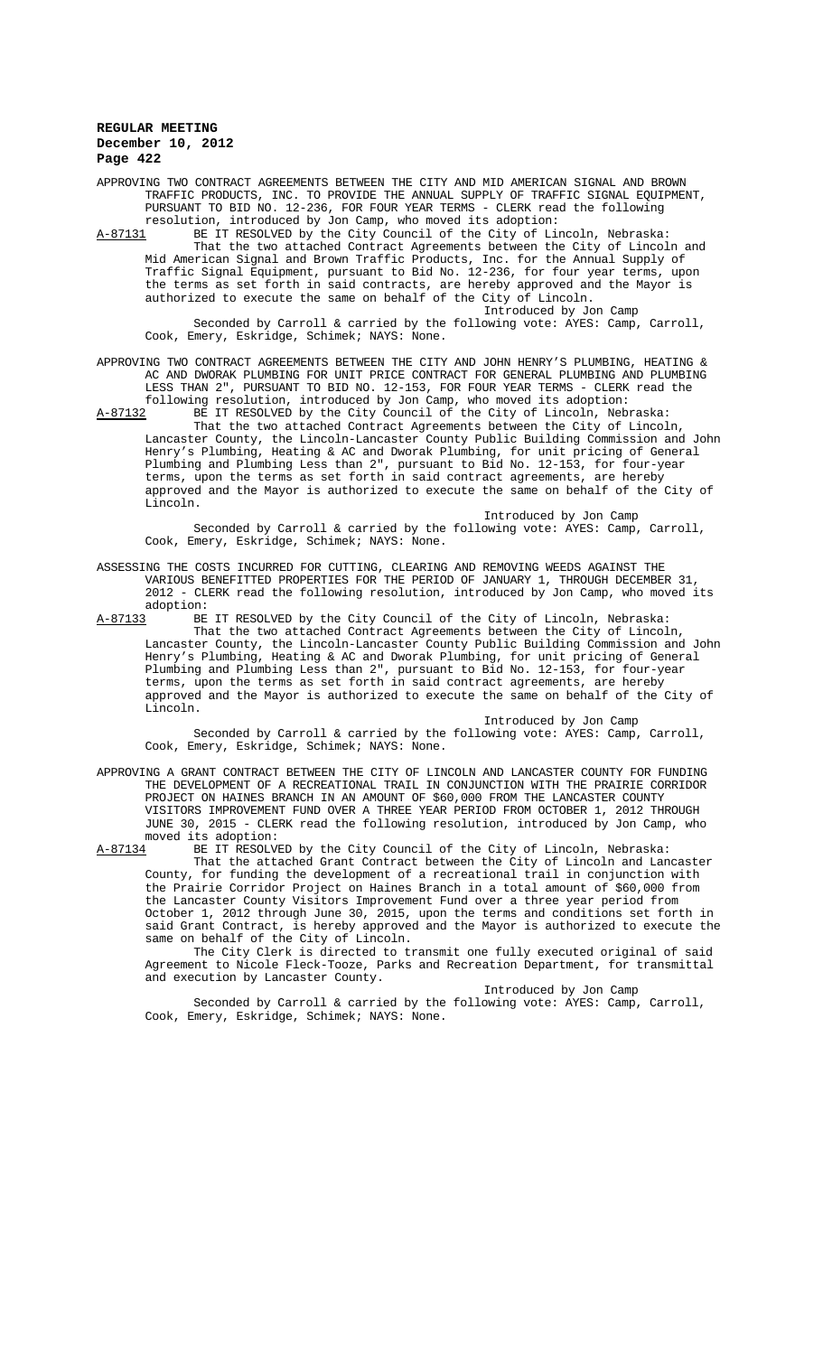APPROVING TWO CONTRACT AGREEMENTS BETWEEN THE CITY AND MID AMERICAN SIGNAL AND BROWN TRAFFIC PRODUCTS, INC. TO PROVIDE THE ANNUAL SUPPLY OF TRAFFIC SIGNAL EQUIPMENT, PURSUANT TO BID NO. 12-236, FOR FOUR YEAR TERMS - CLERK read the following resolution, introduced by Jon Camp, who moved its adoption:

A-87131 BE IT RESOLVED by the City Council of the City of Lincoln, Nebraska:

That the two attached Contract Agreements between the City of Lincoln and Mid American Signal and Brown Traffic Products, Inc. for the Annual Supply of Traffic Signal Equipment, pursuant to Bid No. 12-236, for four year terms, upon the terms as set forth in said contracts, are hereby approved and the Mayor is authorized to execute the same on behalf of the City of Lincoln.

Introduced by Jon Camp

Seconded by Carroll & carried by the following vote: AYES: Camp, Carroll, Cook, Emery, Eskridge, Schimek; NAYS: None.

APPROVING TWO CONTRACT AGREEMENTS BETWEEN THE CITY AND JOHN HENRY'S PLUMBING, HEATING & AC AND DWORAK PLUMBING FOR UNIT PRICE CONTRACT FOR GENERAL PLUMBING AND PLUMBING LESS THAN 2", PURSUANT TO BID NO. 12-153, FOR FOUR YEAR TERMS - CLERK read the following resolution, introduced by Jon Camp, who moved its adoption:

A-87132 BE IT RESOLVED by the City Council of the City of Lincoln, Nebraska:

That the two attached Contract Agreements between the City of Lincoln, Lancaster County, the Lincoln-Lancaster County Public Building Commission and John Henry's Plumbing, Heating & AC and Dworak Plumbing, for unit pricing of General Plumbing and Plumbing Less than 2", pursuant to Bid No. 12-153, for four-year terms, upon the terms as set forth in said contract agreements, are hereby approved and the Mayor is authorized to execute the same on behalf of the City of Lincoln.

Introduced by Jon Camp

Seconded by Carroll & carried by the following vote: AYES: Camp, Carroll, Cook, Emery, Eskridge, Schimek; NAYS: None.

ASSESSING THE COSTS INCURRED FOR CUTTING, CLEARING AND REMOVING WEEDS AGAINST THE VARIOUS BENEFITTED PROPERTIES FOR THE PERIOD OF JANUARY 1, THROUGH DECEMBER 31, 2012 - CLERK read the following resolution, introduced by Jon Camp, who moved its adoption:

A-87133 BE IT RESOLVED by the City Council of the City of Lincoln, Nebraska:

That the two attached Contract Agreements between the City of Lincoln, Lancaster County, the Lincoln-Lancaster County Public Building Commission and John Henry's Plumbing, Heating & AC and Dworak Plumbing, for unit pricing of General Plumbing and Plumbing Less than 2", pursuant to Bid No. 12-153, for four-year terms, upon the terms as set forth in said contract agreements, are hereby approved and the Mayor is authorized to execute the same on behalf of the City of Lincoln.

Introduced by Jon Camp

Seconded by Carroll & carried by the following vote: AYES: Camp, Carroll, Cook, Emery, Eskridge, Schimek; NAYS: None.

APPROVING A GRANT CONTRACT BETWEEN THE CITY OF LINCOLN AND LANCASTER COUNTY FOR FUNDING THE DEVELOPMENT OF A RECREATIONAL TRAIL IN CONJUNCTION WITH THE PRAIRIE CORRIDOR PROJECT ON HAINES BRANCH IN AN AMOUNT OF $60,000 FROM THE LANCASTER COUNTY VISITORS IMPROVEMENT FUND OVER A THREE YEAR PERIOD FROM OCTOBER 1, 2012 THROUGH JUNE 30, 2015 - CLERK read the following resolution, introduced by Jon Camp, who moved its adoption:

A-87134 BE IT RESOLVED by the City Council of the City of Lincoln, Nebraska:

That the attached Grant Contract between the City of Lincoln and Lancaster County, for funding the development of a recreational trail in conjunction with the Prairie Corridor Project on Haines Branch in a total amount of $60,000 from the Lancaster County Visitors Improvement Fund over a three year period from October 1, 2012 through June 30, 2015, upon the terms and conditions set forth in said Grant Contract, is hereby approved and the Mayor is authorized to execute the same on behalf of the City of Lincoln.

The City Clerk is directed to transmit one fully executed original of said Agreement to Nicole Fleck-Tooze, Parks and Recreation Department, for transmittal and execution by Lancaster County.

Introduced by Jon Camp

Seconded by Carroll & carried by the following vote: AYES: Camp, Carroll, Cook, Emery, Eskridge, Schimek; NAYS: None.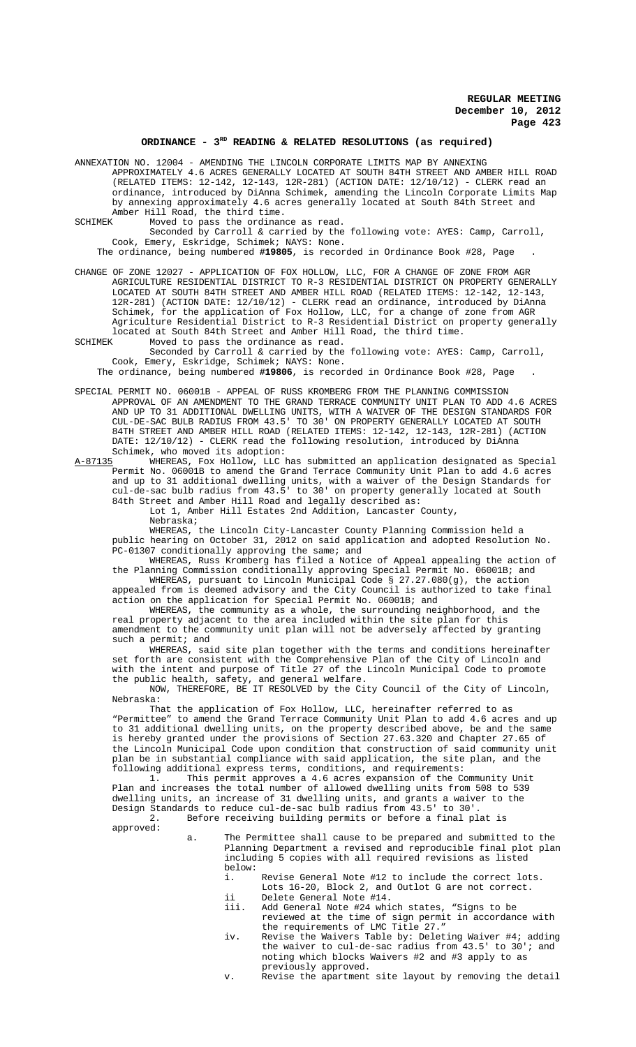## ORDINANCE - 3RD READING & RELATED RESOLUTIONS (as required)

ANNEXATION NO. 12004 - AMENDING THE LINCOLN CORPORATE LIMITS MAP BY ANNEXING APPROXIMATELY 4.6 ACRES GENERALLY LOCATED AT SOUTH 84TH STREET AND AMBER HILL ROAD (RELATED ITEMS: 12-142, 12-143, 12R-281) (ACTION DATE: 12/10/12) - CLERK read an ordinance, introduced by DiAnna Schimek, amending the Lincoln Corporate Limits Map by annexing approximately 4.6 acres generally located at South 84th Street and Amber Hill Road, the third time.

SCHIMEK Moved to pass the ordinance as read.

Seconded by Carroll & carried by the following vote: AYES: Camp, Carroll, Cook, Emery, Eskridge, Schimek; NAYS: None.

The ordinance, being numbered **#19805**, is recorded in Ordinance Book #28, Page .

CHANGE OF ZONE 12027 - APPLICATION OF FOX HOLLOW, LLC, FOR A CHANGE OF ZONE FROM AGR AGRICULTURE RESIDENTIAL DISTRICT TO R-3 RESIDENTIAL DISTRICT ON PROPERTY GENERALLY LOCATED AT SOUTH 84TH STREET AND AMBER HILL ROAD (RELATED ITEMS: 12-142, 12-143, 12R-281) (ACTION DATE: 12/10/12) - CLERK read an ordinance, introduced by DiAnna Schimek, for the application of Fox Hollow, LLC, for a change of zone from AGR Agriculture Residential District to R-3 Residential District on property generally located at South 84th Street and Amber Hill Road, the third time.

SCHIMEK Moved to pass the ordinance as read.

Seconded by Carroll & carried by the following vote: AYES: Camp, Carroll, Cook, Emery, Eskridge, Schimek; NAYS: None.

The ordinance, being numbered **#19806**, is recorded in Ordinance Book #28, Page .

SPECIAL PERMIT NO. 06001B - APPEAL OF RUSS KROMBERG FROM THE PLANNING COMMISSION APPROVAL OF AN AMENDMENT TO THE GRAND TERRACE COMMUNITY UNIT PLAN TO ADD 4.6 ACRES AND UP TO 31 ADDITIONAL DWELLING UNITS, WITH A WAIVER OF THE DESIGN STANDARDS FOR CUL-DE-SAC BULB RADIUS FROM 43.5' TO 30' ON PROPERTY GENERALLY LOCATED AT SOUTH 84TH STREET AND AMBER HILL ROAD (RELATED ITEMS: 12-142, 12-143, 12R-281) (ACTION DATE: 12/10/12) - CLERK read the following resolution, introduced by DiAnna Schimek, who moved its adoption:

A-87135 WHEREAS, Fox Hollow, LLC has submitted an application designated as Special Permit No. 06001B to amend the Grand Terrace Community Unit Plan to add 4.6 acres and up to 31 additional dwelling units, with a waiver of the Design Standards for cul-de-sac bulb radius from 43.5' to 30' on property generally located at South 84th Street and Amber Hill Road and legally described as:

Lot 1, Amber Hill Estates 2nd Addition, Lancaster County, Nebraska;

WHEREAS, the Lincoln City-Lancaster County Planning Commission held a public hearing on October 31, 2012 on said application and adopted Resolution No. PC-01307 conditionally approving the same; and

WHEREAS, Russ Kromberg has filed a Notice of Appeal appealing the action of the Planning Commission conditionally approving Special Permit No. 06001B; and

WHEREAS, pursuant to Lincoln Municipal Code § 27.27.080(g), the action appealed from is deemed advisory and the City Council is authorized to take final action on the application for Special Permit No. 06001B; and

WHEREAS, the community as a whole, the surrounding neighborhood, and the real property adjacent to the area included within the site plan for this amendment to the community unit plan will not be adversely affected by granting such a permit; and

WHEREAS, said site plan together with the terms and conditions hereinafter set forth are consistent with the Comprehensive Plan of the City of Lincoln and with the intent and purpose of Title 27 of the Lincoln Municipal Code to promote the public health, safety, and general welfare.

NOW, THEREFORE, BE IT RESOLVED by the City Council of the City of Lincoln, Nebraska:

That the application of Fox Hollow, LLC, hereinafter referred to as "Permittee" to amend the Grand Terrace Community Unit Plan to add 4.6 acres and up to 31 additional dwelling units, on the property described above, be and the same is hereby granted under the provisions of Section 27.63.320 and Chapter 27.65 of the Lincoln Municipal Code upon condition that construction of said community unit plan be in substantial compliance with said application, the site plan, and the following additional express terms, conditions, and requirements:

1. This permit approves a 4.6 acres expansion of the Community Unit Plan and increases the total number of allowed dwelling units from 508 to 539 dwelling units, an increase of 31 dwelling units, and grants a waiver to the Design Standards to reduce cul-de-sac bulb radius from 43.5' to 30'.

2. Before receiving building permits or before a final plat is approved:

   a. The Permittee shall cause to be prepared and submitted to the Planning Department a revised and reproducible final plot plan including 5 copies with all required revisions as listed below:

      i. Revise General Note #12 to include the correct lots. Lots 16-20, Block 2, and Outlot G are not correct.

      ii Delete General Note #14.

      iii. Add General Note #24 which states, "Signs to be reviewed at the time of sign permit in accordance with the requirements of LMC Title 27."

      iv. Revise the Waivers Table by: Deleting Waiver #4; adding the waiver to cul-de-sac radius from 43.5' to 30'; and noting which blocks Waivers #2 and #3 apply to as previously approved.

      v. Revise the apartment site layout by removing the detail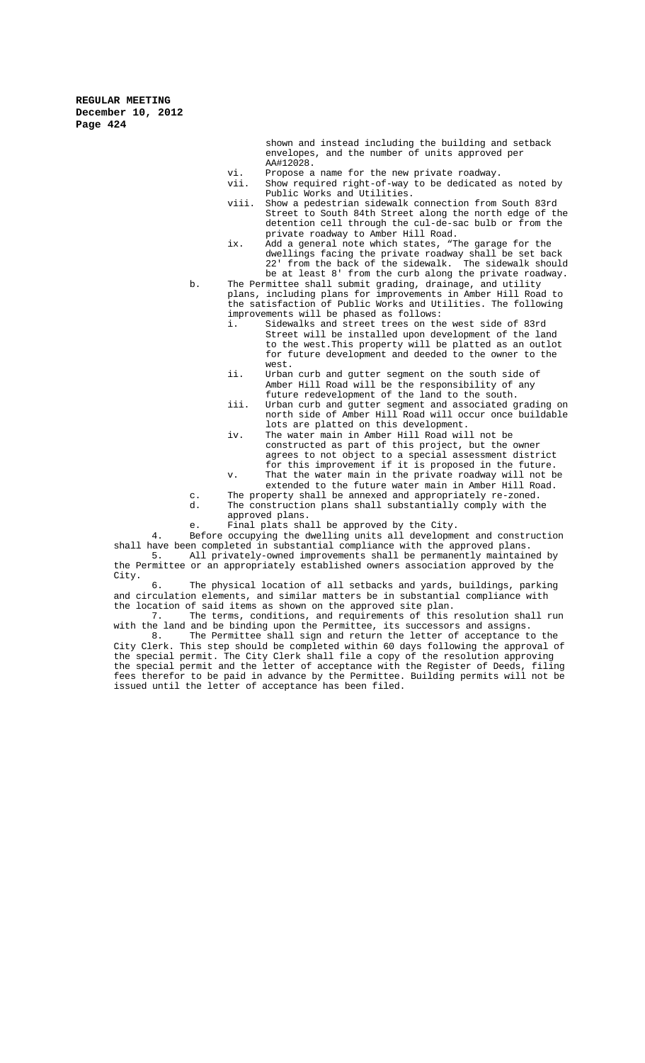shown and instead including the building and setback envelopes, and the number of units approved per AA#12028.

vi. Propose a name for the new private roadway.

vii. Show required right-of-way to be dedicated as noted by Public Works and Utilities.

viii. Show a pedestrian sidewalk connection from South 83rd Street to South 84th Street along the north edge of the detention cell through the cul-de-sac bulb or from the private roadway to Amber Hill Road.

ix. Add a general note which states, "The garage for the dwellings facing the private roadway shall be set back 22' from the back of the sidewalk. The sidewalk should be at least 8' from the curb along the private roadway.

b. The Permittee shall submit grading, drainage, and utility plans, including plans for improvements in Amber Hill Road to the satisfaction of Public Works and Utilities. The following improvements will be phased as follows:

i. Sidewalks and street trees on the west side of 83rd Street will be installed upon development of the land to the west.This property will be platted as an outlot for future development and deeded to the owner to the west.

ii. Urban curb and gutter segment on the south side of Amber Hill Road will be the responsibility of any future redevelopment of the land to the south.

iii. Urban curb and gutter segment and associated grading on north side of Amber Hill Road will occur once buildable lots are platted on this development.

iv. The water main in Amber Hill Road will not be constructed as part of this project, but the owner agrees to not object to a special assessment district for this improvement if it is proposed in the future.

v. That the water main in the private roadway will not be extended to the future water main in Amber Hill Road.

c. The property shall be annexed and appropriately re-zoned.

d. The construction plans shall substantially comply with the approved plans.

e. Final plats shall be approved by the City.

4. Before occupying the dwelling units all development and construction shall have been completed in substantial compliance with the approved plans.

5. All privately-owned improvements shall be permanently maintained by the Permittee or an appropriately established owners association approved by the City.

6. The physical location of all setbacks and yards, buildings, parking and circulation elements, and similar matters be in substantial compliance with the location of said items as shown on the approved site plan.

7. The terms, conditions, and requirements of this resolution shall run with the land and be binding upon the Permittee, its successors and assigns.

8. The Permittee shall sign and return the letter of acceptance to the City Clerk. This step should be completed within 60 days following the approval of the special permit. The City Clerk shall file a copy of the resolution approving the special permit and the letter of acceptance with the Register of Deeds, filing fees therefor to be paid in advance by the Permittee. Building permits will not be issued until the letter of acceptance has been filed.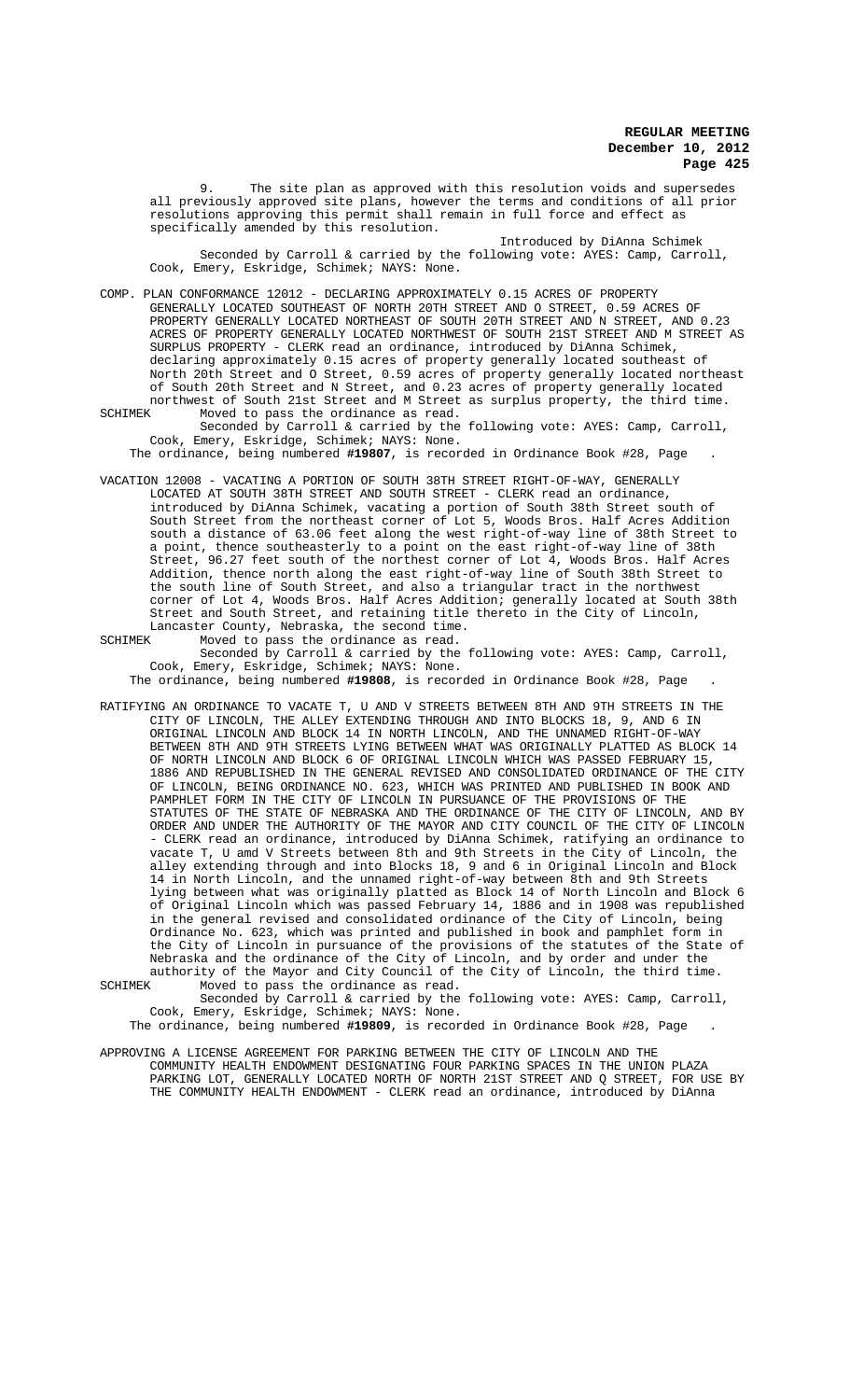9. The site plan as approved with this resolution voids and supersedes all previously approved site plans, however the terms and conditions of all prior resolutions approving this permit shall remain in full force and effect as specifically amended by this resolution.

Introduced by DiAnna Schimek

Seconded by Carroll & carried by the following vote: AYES: Camp, Carroll, Cook, Emery, Eskridge, Schimek; NAYS: None.

COMP. PLAN CONFORMANCE 12012 - DECLARING APPROXIMATELY 0.15 ACRES OF PROPERTY GENERALLY LOCATED SOUTHEAST OF NORTH 20TH STREET AND O STREET, 0.59 ACRES OF PROPERTY GENERALLY LOCATED NORTHEAST OF SOUTH 20TH STREET AND N STREET, AND 0.23 ACRES OF PROPERTY GENERALLY LOCATED NORTHWEST OF SOUTH 21ST STREET AND M STREET AS SURPLUS PROPERTY - CLERK read an ordinance, introduced by DiAnna Schimek, declaring approximately 0.15 acres of property generally located southeast of North 20th Street and O Street, 0.59 acres of property generally located northeast of South 20th Street and N Street, and 0.23 acres of property generally located northwest of South 21st Street and M Street as surplus property, the third time.

SCHIMEK Moved to pass the ordinance as read.

Seconded by Carroll & carried by the following vote: AYES: Camp, Carroll, Cook, Emery, Eskridge, Schimek; NAYS: None.

The ordinance, being numbered **#19807**, is recorded in Ordinance Book #28, Page .

VACATION 12008 - VACATING A PORTION OF SOUTH 38TH STREET RIGHT-OF-WAY, GENERALLY LOCATED AT SOUTH 38TH STREET AND SOUTH STREET - CLERK read an ordinance, introduced by DiAnna Schimek, vacating a portion of South 38th Street south of South Street from the northeast corner of Lot 5, Woods Bros. Half Acres Addition south a distance of 63.06 feet along the west right-of-way line of 38th Street to a point, thence southeasterly to a point on the east right-of-way line of 38th Street, 96.27 feet south of the northest corner of Lot 4, Woods Bros. Half Acres Addition, thence north along the east right-of-way line of South 38th Street to the south line of South Street, and also a triangular tract in the northwest corner of Lot 4, Woods Bros. Half Acres Addition; generally located at South 38th Street and South Street, and retaining title thereto in the City of Lincoln, Lancaster County, Nebraska, the second time.

SCHIMEK Moved to pass the ordinance as read.

Seconded by Carroll & carried by the following vote: AYES: Camp, Carroll, Cook, Emery, Eskridge, Schimek; NAYS: None.

The ordinance, being numbered **#19808**, is recorded in Ordinance Book #28, Page .

RATIFYING AN ORDINANCE TO VACATE T, U AND V STREETS BETWEEN 8TH AND 9TH STREETS IN THE CITY OF LINCOLN, THE ALLEY EXTENDING THROUGH AND INTO BLOCKS 18, 9, AND 6 IN ORIGINAL LINCOLN AND BLOCK 14 IN NORTH LINCOLN, AND THE UNNAMED RIGHT-OF-WAY BETWEEN 8TH AND 9TH STREETS LYING BETWEEN WHAT WAS ORIGINALLY PLATTED AS BLOCK 14 OF NORTH LINCOLN AND BLOCK 6 OF ORIGINAL LINCOLN WHICH WAS PASSED FEBRUARY 15, 1886 AND REPUBLISHED IN THE GENERAL REVISED AND CONSOLIDATED ORDINANCE OF THE CITY OF LINCOLN, BEING ORDINANCE NO. 623, WHICH WAS PRINTED AND PUBLISHED IN BOOK AND PAMPHLET FORM IN THE CITY OF LINCOLN IN PURSUANCE OF THE PROVISIONS OF THE STATUTES OF THE STATE OF NEBRASKA AND THE ORDINANCE OF THE CITY OF LINCOLN, AND BY ORDER AND UNDER THE AUTHORITY OF THE MAYOR AND CITY COUNCIL OF THE CITY OF LINCOLN - CLERK read an ordinance, introduced by DiAnna Schimek, ratifying an ordinance to vacate T, U amd V Streets between 8th and 9th Streets in the City of Lincoln, the alley extending through and into Blocks 18, 9 and 6 in Original Lincoln and Block 14 in North Lincoln, and the unnamed right-of-way between 8th and 9th Streets lying between what was originally platted as Block 14 of North Lincoln and Block 6 of Original Lincoln which was passed February 14, 1886 and in 1908 was republished in the general revised and consolidated ordinance of the City of Lincoln, being Ordinance No. 623, which was printed and published in book and pamphlet form in the City of Lincoln in pursuance of the provisions of the statutes of the State of Nebraska and the ordinance of the City of Lincoln, and by order and under the authority of the Mayor and City Council of the City of Lincoln, the third time.

SCHIMEK Moved to pass the ordinance as read.

Seconded by Carroll & carried by the following vote: AYES: Camp, Carroll, Cook, Emery, Eskridge, Schimek; NAYS: None.

The ordinance, being numbered **#19809**, is recorded in Ordinance Book #28, Page .

APPROVING A LICENSE AGREEMENT FOR PARKING BETWEEN THE CITY OF LINCOLN AND THE COMMUNITY HEALTH ENDOWMENT DESIGNATING FOUR PARKING SPACES IN THE UNION PLAZA PARKING LOT, GENERALLY LOCATED NORTH OF NORTH 21ST STREET AND Q STREET, FOR USE BY THE COMMUNITY HEALTH ENDOWMENT - CLERK read an ordinance, introduced by DiAnna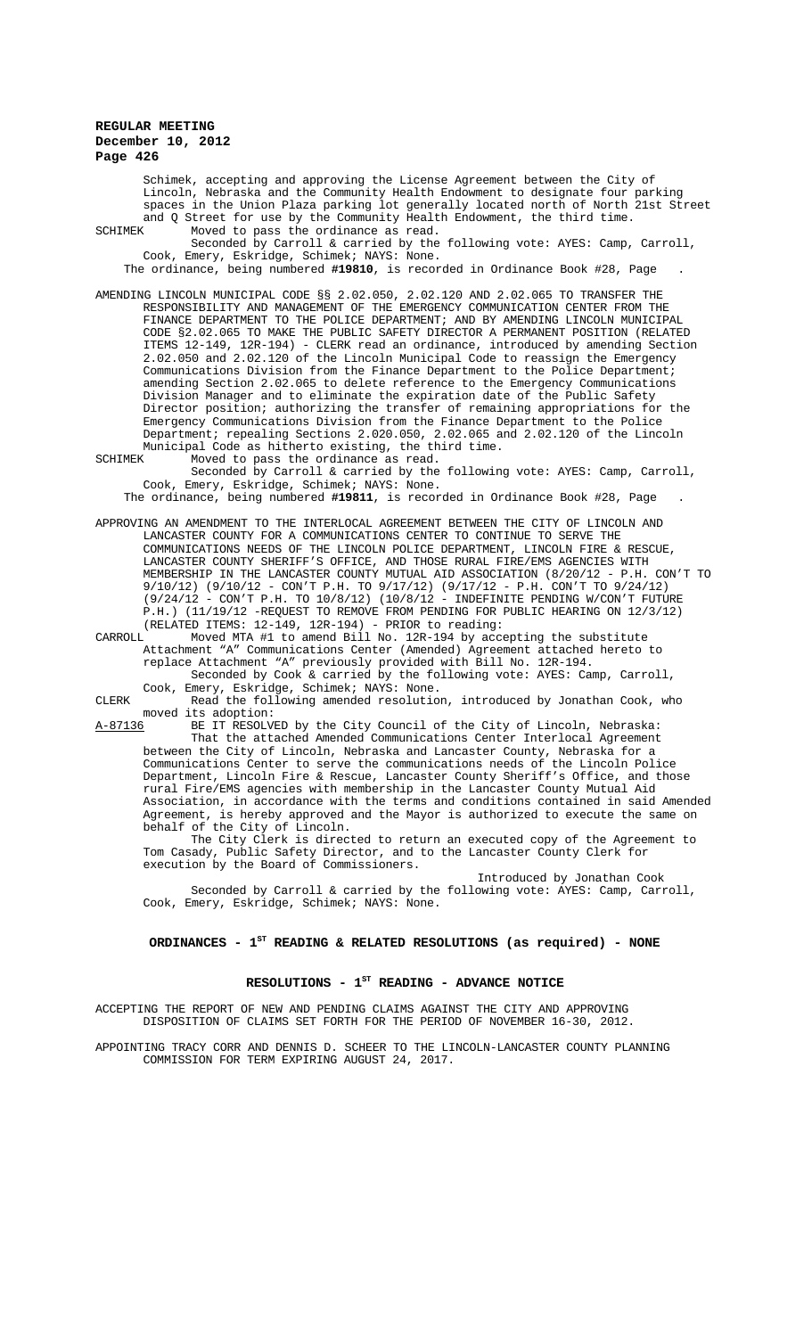Schimek, accepting and approving the License Agreement between the City of Lincoln, Nebraska and the Community Health Endowment to designate four parking spaces in the Union Plaza parking lot generally located north of North 21st Street and Q Street for use by the Community Health Endowment, the third time.

SCHIMEK Moved to pass the ordinance as read.

Seconded by Carroll & carried by the following vote: AYES: Camp, Carroll, Cook, Emery, Eskridge, Schimek; NAYS: None.

The ordinance, being numbered **#19810**, is recorded in Ordinance Book #28, Page .

AMENDING LINCOLN MUNICIPAL CODE §§ 2.02.050, 2.02.120 AND 2.02.065 TO TRANSFER THE RESPONSIBILITY AND MANAGEMENT OF THE EMERGENCY COMMUNICATION CENTER FROM THE FINANCE DEPARTMENT TO THE POLICE DEPARTMENT; AND BY AMENDING LINCOLN MUNICIPAL CODE §2.02.065 TO MAKE THE PUBLIC SAFETY DIRECTOR A PERMANENT POSITION (RELATED ITEMS 12-149, 12R-194) - CLERK read an ordinance, introduced by amending Section 2.02.050 and 2.02.120 of the Lincoln Municipal Code to reassign the Emergency Communications Division from the Finance Department to the Police Department; amending Section 2.02.065 to delete reference to the Emergency Communications Division Manager and to eliminate the expiration date of the Public Safety Director position; authorizing the transfer of remaining appropriations for the Emergency Communications Division from the Finance Department to the Police Department; repealing Sections 2.020.050, 2.02.065 and 2.02.120 of the Lincoln Municipal Code as hitherto existing, the third time.

SCHIMEK Moved to pass the ordinance as read.

Seconded by Carroll & carried by the following vote: AYES: Camp, Carroll, Cook, Emery, Eskridge, Schimek; NAYS: None.

The ordinance, being numbered **#19811**, is recorded in Ordinance Book #28, Page .

APPROVING AN AMENDMENT TO THE INTERLOCAL AGREEMENT BETWEEN THE CITY OF LINCOLN AND LANCASTER COUNTY FOR A COMMUNICATIONS CENTER TO CONTINUE TO SERVE THE COMMUNICATIONS NEEDS OF THE LINCOLN POLICE DEPARTMENT, LINCOLN FIRE & RESCUE, LANCASTER COUNTY SHERIFF'S OFFICE, AND THOSE RURAL FIRE/EMS AGENCIES WITH MEMBERSHIP IN THE LANCASTER COUNTY MUTUAL AID ASSOCIATION (8/20/12 - P.H. CON'T TO 9/10/12) (9/10/12 - CON'T P.H. TO 9/17/12) (9/17/12 - P.H. CON'T TO 9/24/12) (9/24/12 - CON'T P.H. TO 10/8/12) (10/8/12 - INDEFINITE PENDING W/CON'T FUTURE P.H.) (11/19/12 -REQUEST TO REMOVE FROM PENDING FOR PUBLIC HEARING ON 12/3/12) (RELATED ITEMS: 12-149, 12R-194) - PRIOR to reading:

CARROLL Moved MTA #1 to amend Bill No. 12R-194 by accepting the substitute Attachment "A" Communications Center (Amended) Agreement attached hereto to replace Attachment "A" previously provided with Bill No. 12R-194.

Seconded by Cook & carried by the following vote: AYES: Camp, Carroll, Cook, Emery, Eskridge, Schimek; NAYS: None.

CLERK Read the following amended resolution, introduced by Jonathan Cook, who moved its adoption:

A-87136 BE IT RESOLVED by the City Council of the City of Lincoln, Nebraska:

That the attached Amended Communications Center Interlocal Agreement between the City of Lincoln, Nebraska and Lancaster County, Nebraska for a Communications Center to serve the communications needs of the Lincoln Police Department, Lincoln Fire & Rescue, Lancaster County Sheriff's Office, and those rural Fire/EMS agencies with membership in the Lancaster County Mutual Aid Association, in accordance with the terms and conditions contained in said Amended Agreement, is hereby approved and the Mayor is authorized to execute the same on behalf of the City of Lincoln.

The City Clerk is directed to return an executed copy of the Agreement to Tom Casady, Public Safety Director, and to the Lancaster County Clerk for execution by the Board of Commissioners.

Introduced by Jonathan Cook

Seconded by Carroll & carried by the following vote: AYES: Camp, Carroll, Cook, Emery, Eskridge, Schimek; NAYS: None.

## ORDINANCES - 1ST READING & RELATED RESOLUTIONS (as required) - NONE

## RESOLUTIONS - 1ST READING - ADVANCE NOTICE

ACCEPTING THE REPORT OF NEW AND PENDING CLAIMS AGAINST THE CITY AND APPROVING DISPOSITION OF CLAIMS SET FORTH FOR THE PERIOD OF NOVEMBER 16-30, 2012.

APPOINTING TRACY CORR AND DENNIS D. SCHEER TO THE LINCOLN-LANCASTER COUNTY PLANNING COMMISSION FOR TERM EXPIRING AUGUST 24, 2017.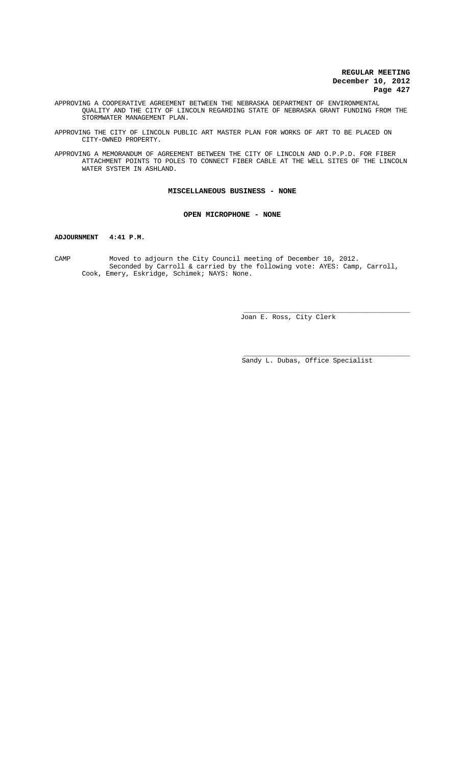APPROVING A COOPERATIVE AGREEMENT BETWEEN THE NEBRASKA DEPARTMENT OF ENVIRONMENTAL QUALITY AND THE CITY OF LINCOLN REGARDING STATE OF NEBRASKA GRANT FUNDING FROM THE STORMWATER MANAGEMENT PLAN.

APPROVING THE CITY OF LINCOLN PUBLIC ART MASTER PLAN FOR WORKS OF ART TO BE PLACED ON CITY-OWNED PROPERTY.

APPROVING A MEMORANDUM OF AGREEMENT BETWEEN THE CITY OF LINCOLN AND O.P.P.D. FOR FIBER ATTACHMENT POINTS TO POLES TO CONNECT FIBER CABLE AT THE WELL SITES OF THE LINCOLN WATER SYSTEM IN ASHLAND.

**MISCELLANEOUS BUSINESS - NONE**

**OPEN MICROPHONE - NONE**

**ADJOURNMENT 4:41 P.M.**

CAMP Moved to adjourn the City Council meeting of December 10, 2012. Seconded by Carroll & carried by the following vote: AYES: Camp, Carroll, Cook, Emery, Eskridge, Schimek; NAYS: None.

\_\_\_\_\_\_\_\_\_\_\_\_\_\_\_\_\_\_\_\_\_\_\_\_\_\_\_\_\_\_\_\_\_\_\_\_\_\_\_\_
Joan E. Ross, City Clerk

\_\_\_\_\_\_\_\_\_\_\_\_\_\_\_\_\_\_\_\_\_\_\_\_\_\_\_\_\_\_\_\_\_\_\_\_\_\_\_\_
Sandy L. Dubas, Office Specialist